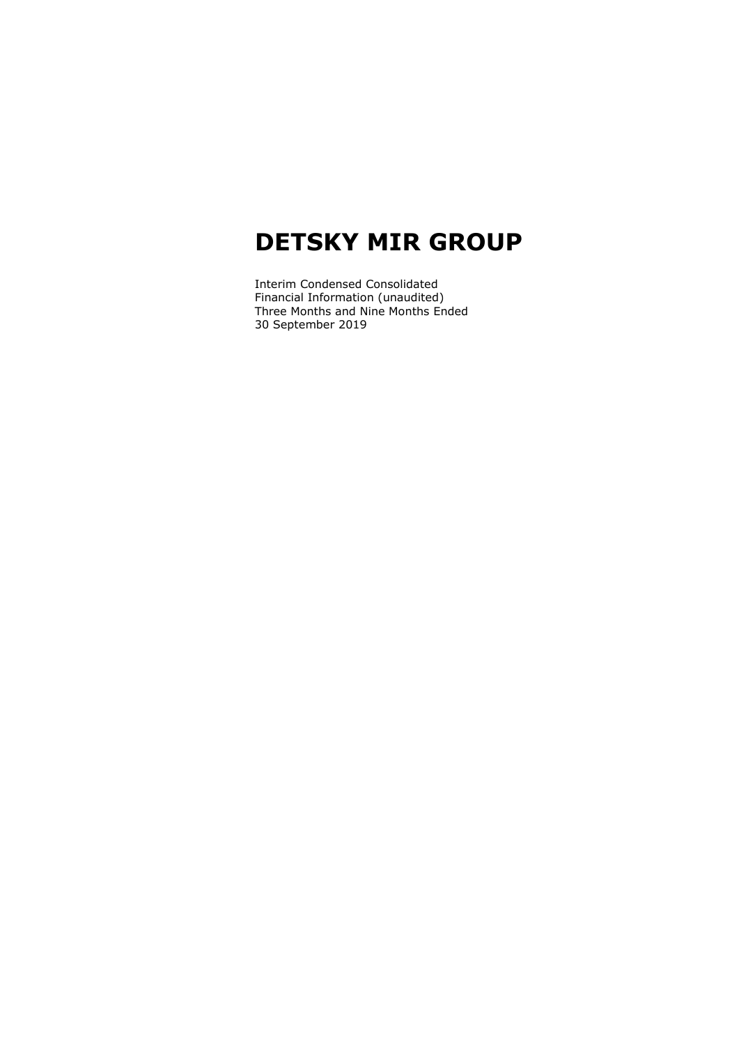# DETSKY MIR GROUP

Interim Condensed Consolidated
Financial Information (unaudited)
Three Months and Nine Months Ended
30 September 2019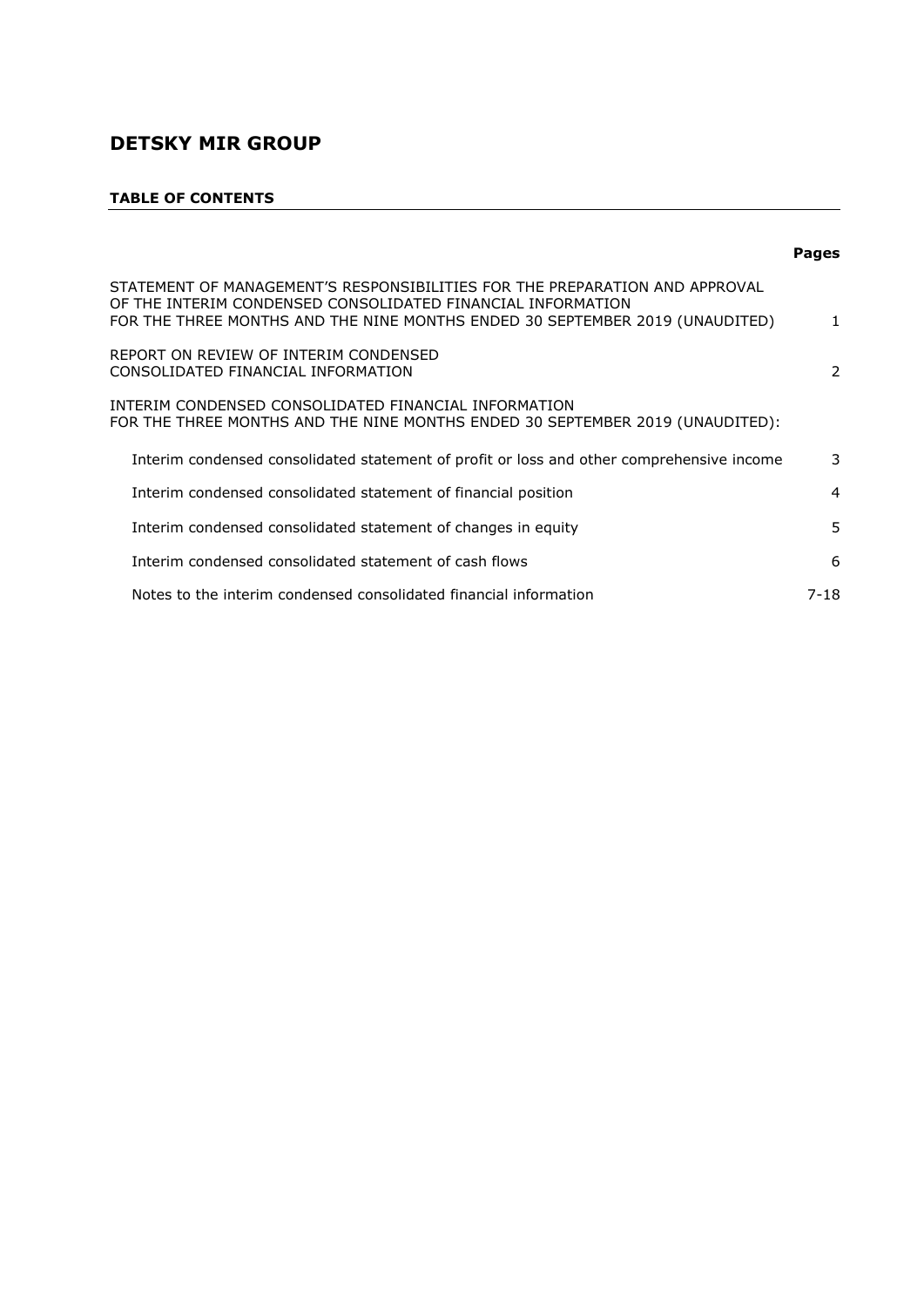# DETSKY MIR GROUP

**TABLE OF CONTENTS**

| | **Pages** |
|---|---|
| STATEMENT OF MANAGEMENT'S RESPONSIBILITIES FOR THE PREPARATION AND APPROVAL OF THE INTERIM CONDENSED CONSOLIDATED FINANCIAL INFORMATION FOR THE THREE MONTHS AND THE NINE MONTHS ENDED 30 SEPTEMBER 2019 (UNAUDITED) | 1 |
| REPORT ON REVIEW OF INTERIM CONDENSED CONSOLIDATED FINANCIAL INFORMATION | 2 |
| INTERIM CONDENSED CONSOLIDATED FINANCIAL INFORMATION FOR THE THREE MONTHS AND THE NINE MONTHS ENDED 30 SEPTEMBER 2019 (UNAUDITED): | |
| Interim condensed consolidated statement of profit or loss and other comprehensive income | 3 |
| Interim condensed consolidated statement of financial position | 4 |
| Interim condensed consolidated statement of changes in equity | 5 |
| Interim condensed consolidated statement of cash flows | 6 |
| Notes to the interim condensed consolidated financial information | 7-18 |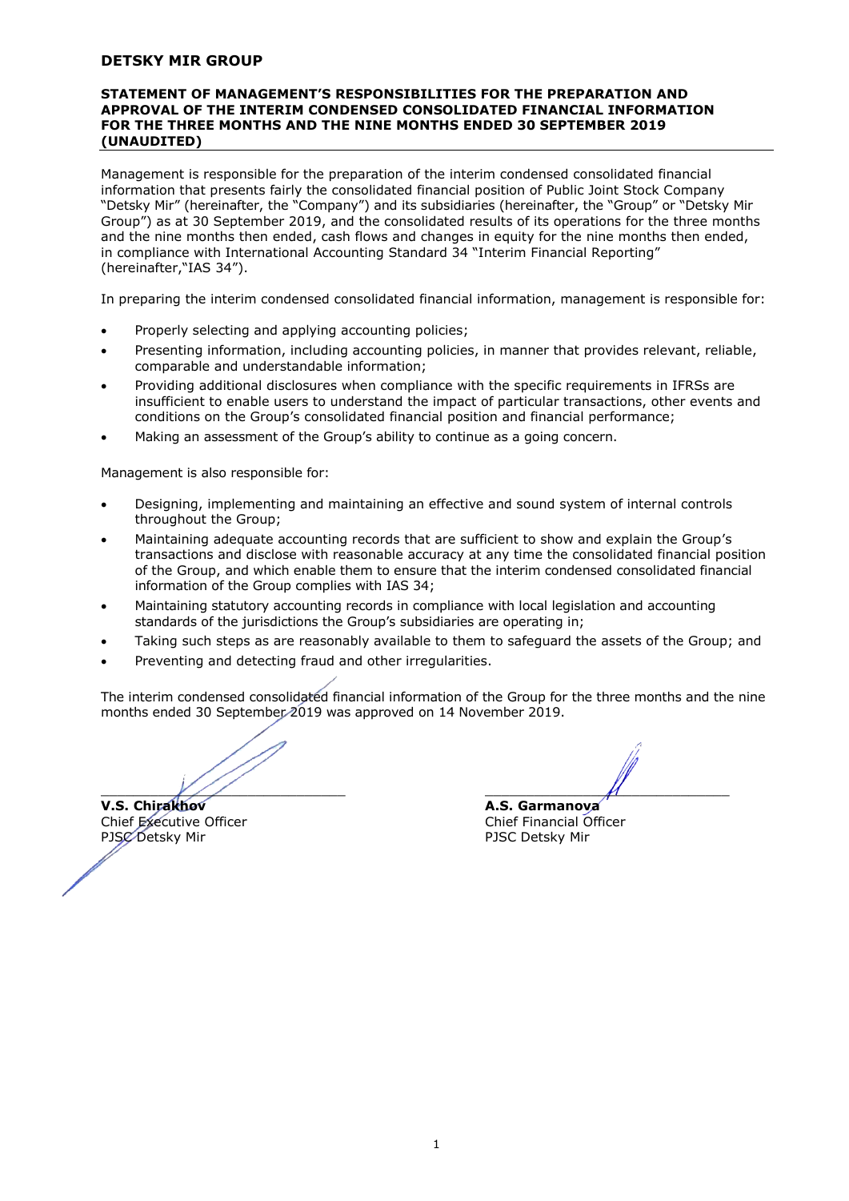# DETSKY MIR GROUP

## STATEMENT OF MANAGEMENT'S RESPONSIBILITIES FOR THE PREPARATION AND APPROVAL OF THE INTERIM CONDENSED CONSOLIDATED FINANCIAL INFORMATION FOR THE THREE MONTHS AND THE NINE MONTHS ENDED 30 SEPTEMBER 2019 (UNAUDITED)

Management is responsible for the preparation of the interim condensed consolidated financial information that presents fairly the consolidated financial position of Public Joint Stock Company "Detsky Mir" (hereinafter, the "Company") and its subsidiaries (hereinafter, the "Group" or "Detsky Mir Group") as at 30 September 2019, and the consolidated results of its operations for the three months and the nine months then ended, cash flows and changes in equity for the nine months then ended, in compliance with International Accounting Standard 34 "Interim Financial Reporting" (hereinafter,"IAS 34").

In preparing the interim condensed consolidated financial information, management is responsible for:

- Properly selecting and applying accounting policies;
- Presenting information, including accounting policies, in manner that provides relevant, reliable, comparable and understandable information;
- Providing additional disclosures when compliance with the specific requirements in IFRSs are insufficient to enable users to understand the impact of particular transactions, other events and conditions on the Group's consolidated financial position and financial performance;
- Making an assessment of the Group's ability to continue as a going concern.

Management is also responsible for:

- Designing, implementing and maintaining an effective and sound system of internal controls throughout the Group;
- Maintaining adequate accounting records that are sufficient to show and explain the Group's transactions and disclose with reasonable accuracy at any time the consolidated financial position of the Group, and which enable them to ensure that the interim condensed consolidated financial information of the Group complies with IAS 34;
- Maintaining statutory accounting records in compliance with local legislation and accounting standards of the jurisdictions the Group's subsidiaries are operating in;
- Taking such steps as are reasonably available to them to safeguard the assets of the Group; and
- Preventing and detecting fraud and other irregularities.

The interim condensed consolidated financial information of the Group for the three months and the nine months ended 30 September 2019 was approved on 14 November 2019.

| | |
|---|---|
| **V.S. Chirakhov** | **A.S. Garmanova** |
| Chief Executive Officer | Chief Financial Officer |
| PJSC Detsky Mir | PJSC Detsky Mir |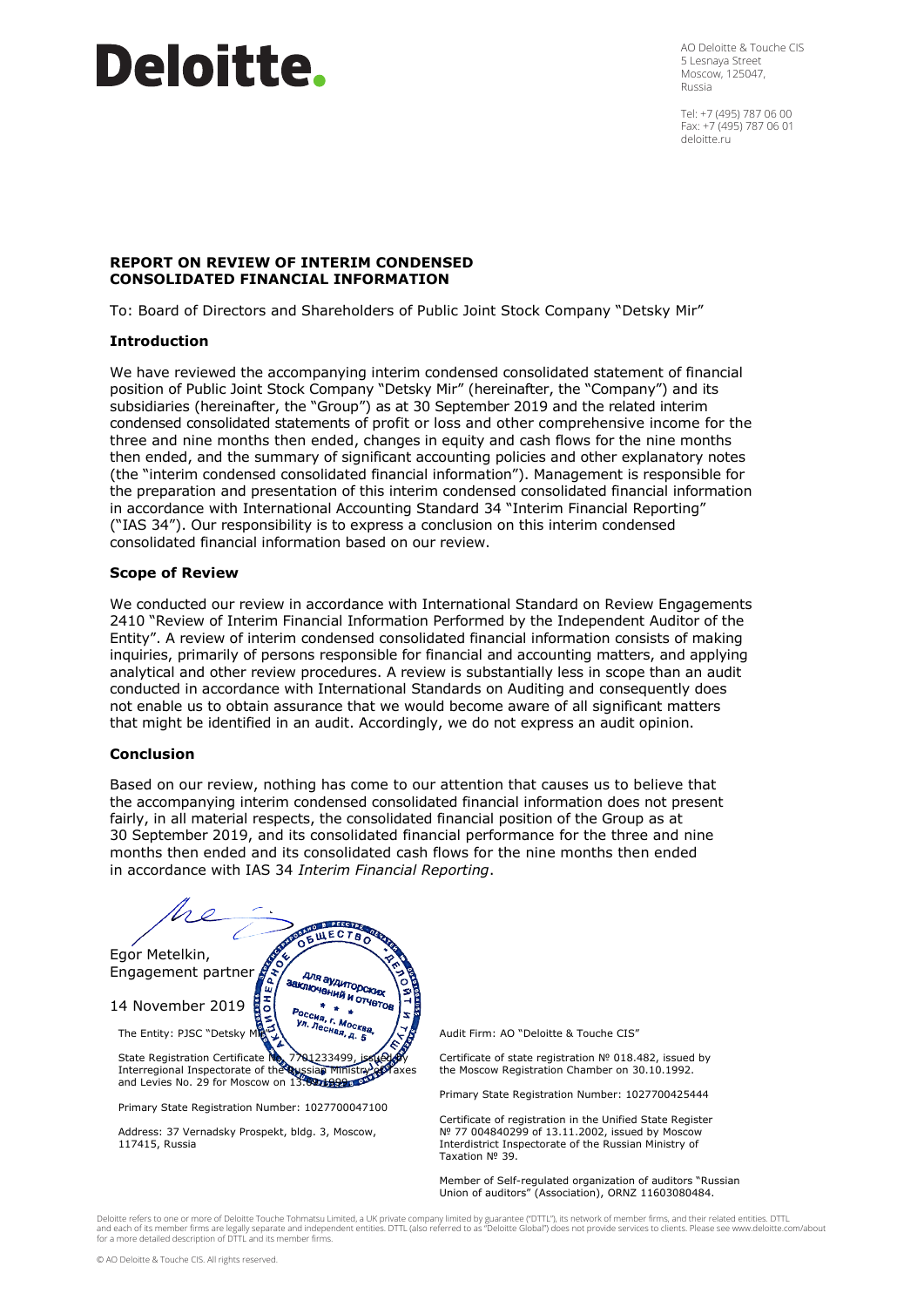# Deloitte.

AO Deloitte & Touche CIS
5 Lesnaya Street
Moscow, 125047,
Russia

Tel: +7 (495) 787 06 00
Fax: +7 (495) 787 06 01
deloitte.ru

## REPORT ON REVIEW OF INTERIM CONDENSED CONSOLIDATED FINANCIAL INFORMATION

To: Board of Directors and Shareholders of Public Joint Stock Company "Detsky Mir"

### Introduction

We have reviewed the accompanying interim condensed consolidated statement of financial position of Public Joint Stock Company "Detsky Mir" (hereinafter, the "Company") and its subsidiaries (hereinafter, the "Group") as at 30 September 2019 and the related interim condensed consolidated statements of profit or loss and other comprehensive income for the three and nine months then ended, changes in equity and cash flows for the nine months then ended, and the summary of significant accounting policies and other explanatory notes (the "interim condensed consolidated financial information"). Management is responsible for the preparation and presentation of this interim condensed consolidated financial information in accordance with International Accounting Standard 34 "Interim Financial Reporting" ("IAS 34"). Our responsibility is to express a conclusion on this interim condensed consolidated financial information based on our review.

### Scope of Review

We conducted our review in accordance with International Standard on Review Engagements 2410 "Review of Interim Financial Information Performed by the Independent Auditor of the Entity". A review of interim condensed consolidated financial information consists of making inquiries, primarily of persons responsible for financial and accounting matters, and applying analytical and other review procedures. A review is substantially less in scope than an audit conducted in accordance with International Standards on Auditing and consequently does not enable us to obtain assurance that we would become aware of all significant matters that might be identified in an audit. Accordingly, we do not express an audit opinion.

### Conclusion

Based on our review, nothing has come to our attention that causes us to believe that the accompanying interim condensed consolidated financial information does not present fairly, in all material respects, the consolidated financial position of the Group as at 30 September 2019, and its consolidated financial performance for the three and nine months then ended and its consolidated cash flows for the nine months then ended in accordance with IAS 34 *Interim Financial Reporting*.

Egor Metelkin,
Engagement partner

14 November 2019

The Entity: PJSC "Detsky Mir"

State Registration Certificate No. 7701233499, issued by Interregional Inspectorate of the Russian Ministry of Taxes and Levies No. 29 for Moscow on 13.03.1999.

Primary State Registration Number: 1027700047100

Address: 37 Vernadsky Prospekt, bldg. 3, Moscow, 117415, Russia

Audit Firm: AO "Deloitte & Touche CIS"

Certificate of state registration № 018.482, issued by the Moscow Registration Chamber on 30.10.1992.

Primary State Registration Number: 1027700425444

Certificate of registration in the Unified State Register № 77 004840299 of 13.11.2002, issued by Moscow Interdistrict Inspectorate of the Russian Ministry of Taxation № 39.

Member of Self-regulated organization of auditors "Russian Union of auditors" (Association), ORNZ 11603080484.

Deloitte refers to one or more of Deloitte Touche Tohmatsu Limited, a UK private company limited by guarantee ("DTTL"), its network of member firms, and their related entities. DTTL and each of its member firms are legally separate and independent entities. DTTL (also referred to as "Deloitte Global") does not provide services to clients. Please see www.deloitte.com/about for a more detailed description of DTTL and its member firms.

© AO Deloitte & Touche CIS. All rights reserved.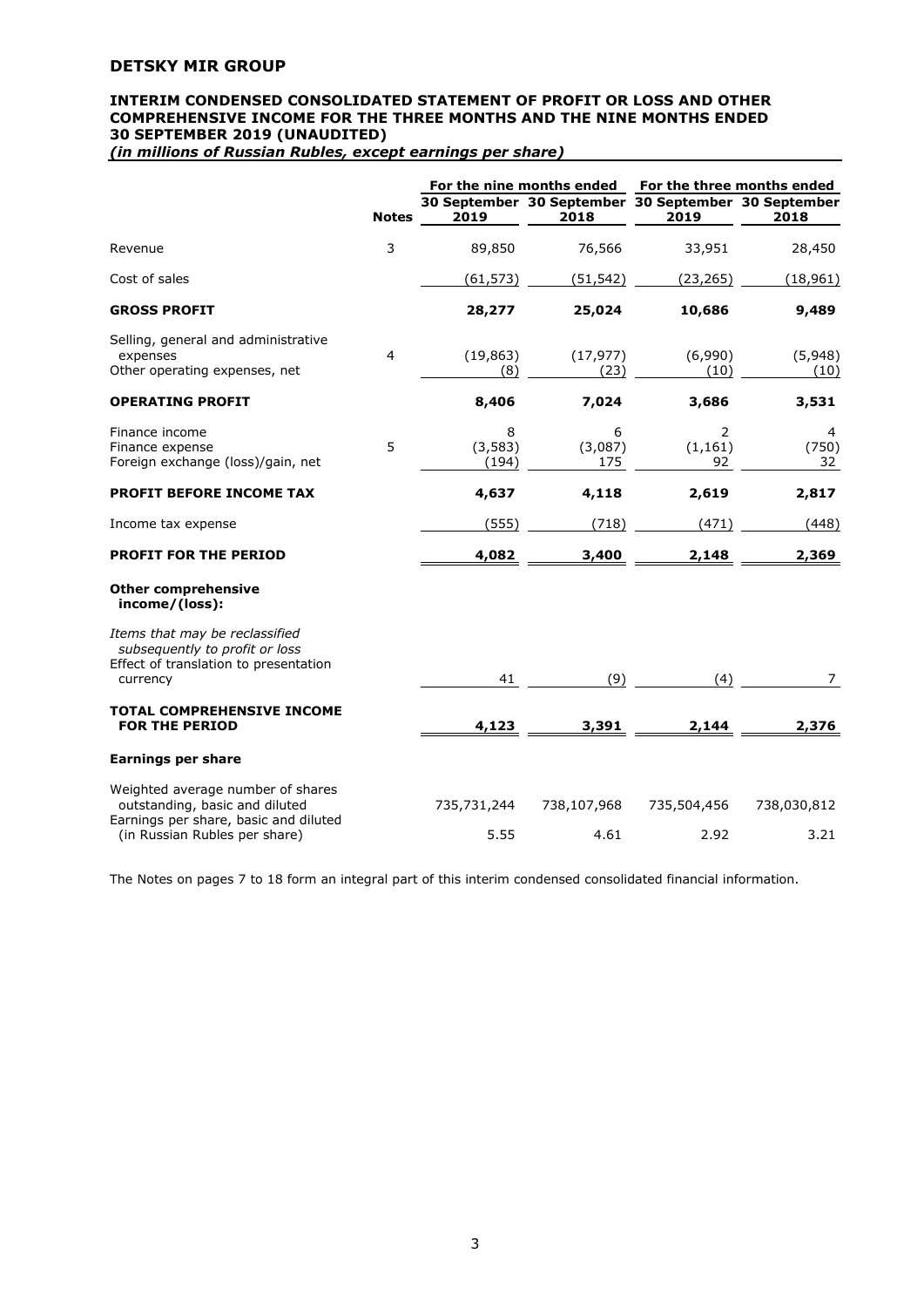# DETSKY MIR GROUP

## INTERIM CONDENSED CONSOLIDATED STATEMENT OF PROFIT OR LOSS AND OTHER COMPREHENSIVE INCOME FOR THE THREE MONTHS AND THE NINE MONTHS ENDED 30 SEPTEMBER 2019 (UNAUDITED)

***(in millions of Russian Rubles, except earnings per share)***

| | Notes | For the nine months ended 30 September 2019 | For the nine months ended 30 September 2018 | For the three months ended 30 September 2019 | For the three months ended 30 September 2018 |
|---|---|---|---|---|---|
| Revenue | 3 | 89,850 | 76,566 | 33,951 | 28,450 |
| Cost of sales | | (61,573) | (51,542) | (23,265) | (18,961) |
| **GROSS PROFIT** | | **28,277** | **25,024** | **10,686** | **9,489** |
| Selling, general and administrative expenses | 4 | (19,863) | (17,977) | (6,990) | (5,948) |
| Other operating expenses, net | | (8) | (23) | (10) | (10) |
| **OPERATING PROFIT** | | **8,406** | **7,024** | **3,686** | **3,531** |
| Finance income | | 8 | 6 | 2 | 4 |
| Finance expense | 5 | (3,583) | (3,087) | (1,161) | (750) |
| Foreign exchange (loss)/gain, net | | (194) | 175 | 92 | 32 |
| **PROFIT BEFORE INCOME TAX** | | **4,637** | **4,118** | **2,619** | **2,817** |
| Income tax expense | | (555) | (718) | (471) | (448) |
| **PROFIT FOR THE PERIOD** | | **4,082** | **3,400** | **2,148** | **2,369** |
| **Other comprehensive income/(loss):** | | | | | |
| *Items that may be reclassified subsequently to profit or loss* | | | | | |
| Effect of translation to presentation currency | | 41 | (9) | (4) | 7 |
| **TOTAL COMPREHENSIVE INCOME FOR THE PERIOD** | | **4,123** | **3,391** | **2,144** | **2,376** |
| **Earnings per share** | | | | | |
| Weighted average number of shares outstanding, basic and diluted | | 735,731,244 | 738,107,968 | 735,504,456 | 738,030,812 |
| Earnings per share, basic and diluted (in Russian Rubles per share) | | 5.55 | 4.61 | 2.92 | 3.21 |

The Notes on pages 7 to 18 form an integral part of this interim condensed consolidated financial information.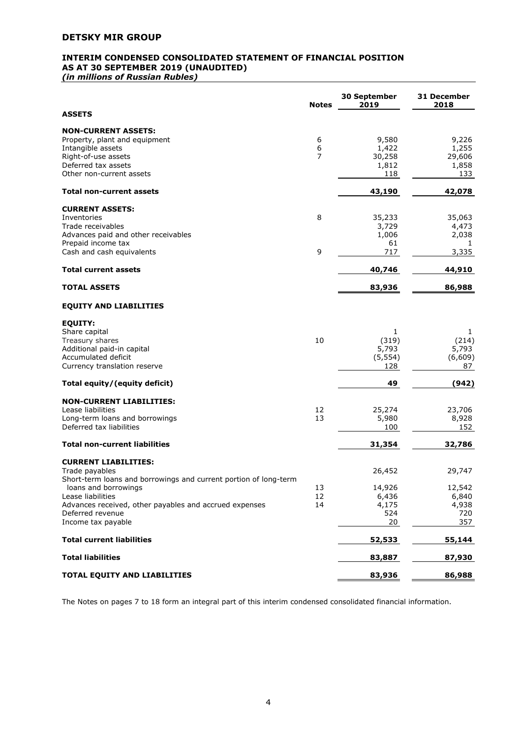# DETSKY MIR GROUP

## INTERIM CONDENSED CONSOLIDATED STATEMENT OF FINANCIAL POSITION AS AT 30 SEPTEMBER 2019 (UNAUDITED)

*(in millions of Russian Rubles)*

| | Notes | 30 September 2019 | 31 December 2018 |
|---|---|---|---|
| **ASSETS** | | | |
| **NON-CURRENT ASSETS:** | | | |
| Property, plant and equipment | 6 | 9,580 | 9,226 |
| Intangible assets | 6 | 1,422 | 1,255 |
| Right-of-use assets | 7 | 30,258 | 29,606 |
| Deferred tax assets | | 1,812 | 1,858 |
| Other non-current assets | | 118 | 133 |
| **Total non-current assets** | | **43,190** | **42,078** |
| **CURRENT ASSETS:** | | | |
| Inventories | 8 | 35,233 | 35,063 |
| Trade receivables | | 3,729 | 4,473 |
| Advances paid and other receivables | | 1,006 | 2,038 |
| Prepaid income tax | | 61 | 1 |
| Cash and cash equivalents | 9 | 717 | 3,335 |
| **Total current assets** | | **40,746** | **44,910** |
| **TOTAL ASSETS** | | **83,936** | **86,988** |
| **EQUITY AND LIABILITIES** | | | |
| **EQUITY:** | | | |
| Share capital | | 1 | 1 |
| Treasury shares | 10 | (319) | (214) |
| Additional paid-in capital | | 5,793 | 5,793 |
| Accumulated deficit | | (5,554) | (6,609) |
| Currency translation reserve | | 128 | 87 |
| **Total equity/(equity deficit)** | | **49** | **(942)** |
| **NON-CURRENT LIABILITIES:** | | | |
| Lease liabilities | 12 | 25,274 | 23,706 |
| Long-term loans and borrowings | 13 | 5,980 | 8,928 |
| Deferred tax liabilities | | 100 | 152 |
| **Total non-current liabilities** | | **31,354** | **32,786** |
| **CURRENT LIABILITIES:** | | | |
| Trade payables | | 26,452 | 29,747 |
| Short-term loans and borrowings and current portion of long-term loans and borrowings | 13 | 14,926 | 12,542 |
| Lease liabilities | 12 | 6,436 | 6,840 |
| Advances received, other payables and accrued expenses | 14 | 4,175 | 4,938 |
| Deferred revenue | | 524 | 720 |
| Income tax payable | | 20 | 357 |
| **Total current liabilities** | | **52,533** | **55,144** |
| **Total liabilities** | | **83,887** | **87,930** |
| **TOTAL EQUITY AND LIABILITIES** | | **83,936** | **86,988** |

The Notes on pages 7 to 18 form an integral part of this interim condensed consolidated financial information.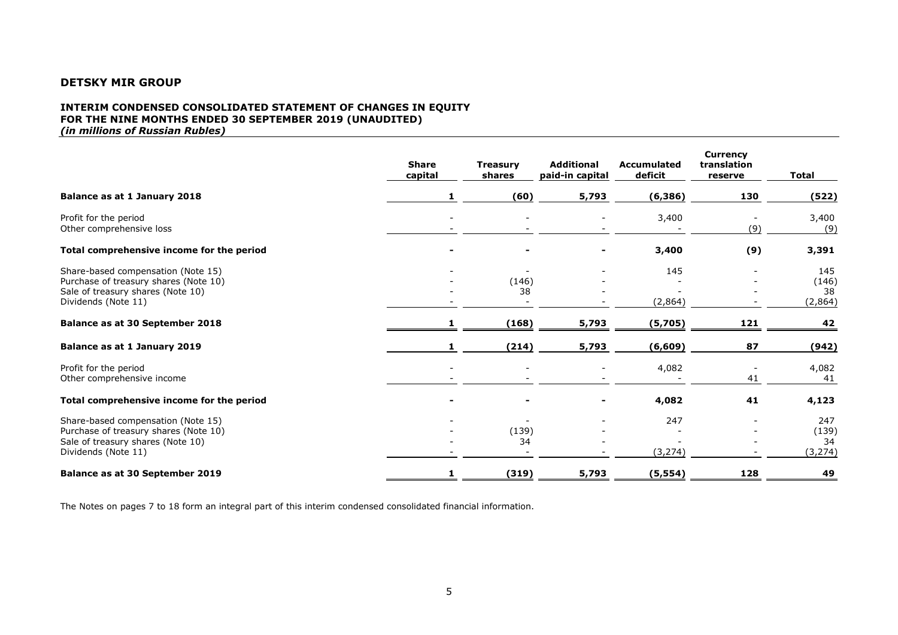## DETSKY MIR GROUP

### INTERIM CONDENSED CONSOLIDATED STATEMENT OF CHANGES IN EQUITY FOR THE NINE MONTHS ENDED 30 SEPTEMBER 2019 (UNAUDITED)

*(in millions of Russian Rubles)*

| | Share capital | Treasury shares | Additional paid-in capital | Accumulated deficit | Currency translation reserve | Total |
|---|---|---|---|---|---|---|
| **Balance as at 1 January 2018** | **1** | **(60)** | **5,793** | **(6,386)** | **130** | **(522)** |
| Profit for the period | - | - | - | 3,400 | - | 3,400 |
| Other comprehensive loss | - | - | - | - | (9) | (9) |
| **Total comprehensive income for the period** | **-** | **-** | **-** | **3,400** | **(9)** | **3,391** |
| Share-based compensation (Note 15) | - | - | - | 145 | - | 145 |
| Purchase of treasury shares (Note 10) | - | (146) | - | - | - | (146) |
| Sale of treasury shares (Note 10) | - | 38 | - | - | - | 38 |
| Dividends (Note 11) | - | - | - | (2,864) | - | (2,864) |
| **Balance as at 30 September 2018** | **1** | **(168)** | **5,793** | **(5,705)** | **121** | **42** |
| **Balance as at 1 January 2019** | **1** | **(214)** | **5,793** | **(6,609)** | **87** | **(942)** |
| Profit for the period | - | - | - | 4,082 | - | 4,082 |
| Other comprehensive income | - | - | - | - | 41 | 41 |
| **Total comprehensive income for the period** | **-** | **-** | **-** | **4,082** | **41** | **4,123** |
| Share-based compensation (Note 15) | - | - | - | 247 | - | 247 |
| Purchase of treasury shares (Note 10) | - | (139) | - | - | - | (139) |
| Sale of treasury shares (Note 10) | - | 34 | - | - | - | 34 |
| Dividends (Note 11) | - | - | - | (3,274) | - | (3,274) |
| **Balance as at 30 September 2019** | **1** | **(319)** | **5,793** | **(5,554)** | **128** | **49** |

The Notes on pages 7 to 18 form an integral part of this interim condensed consolidated financial information.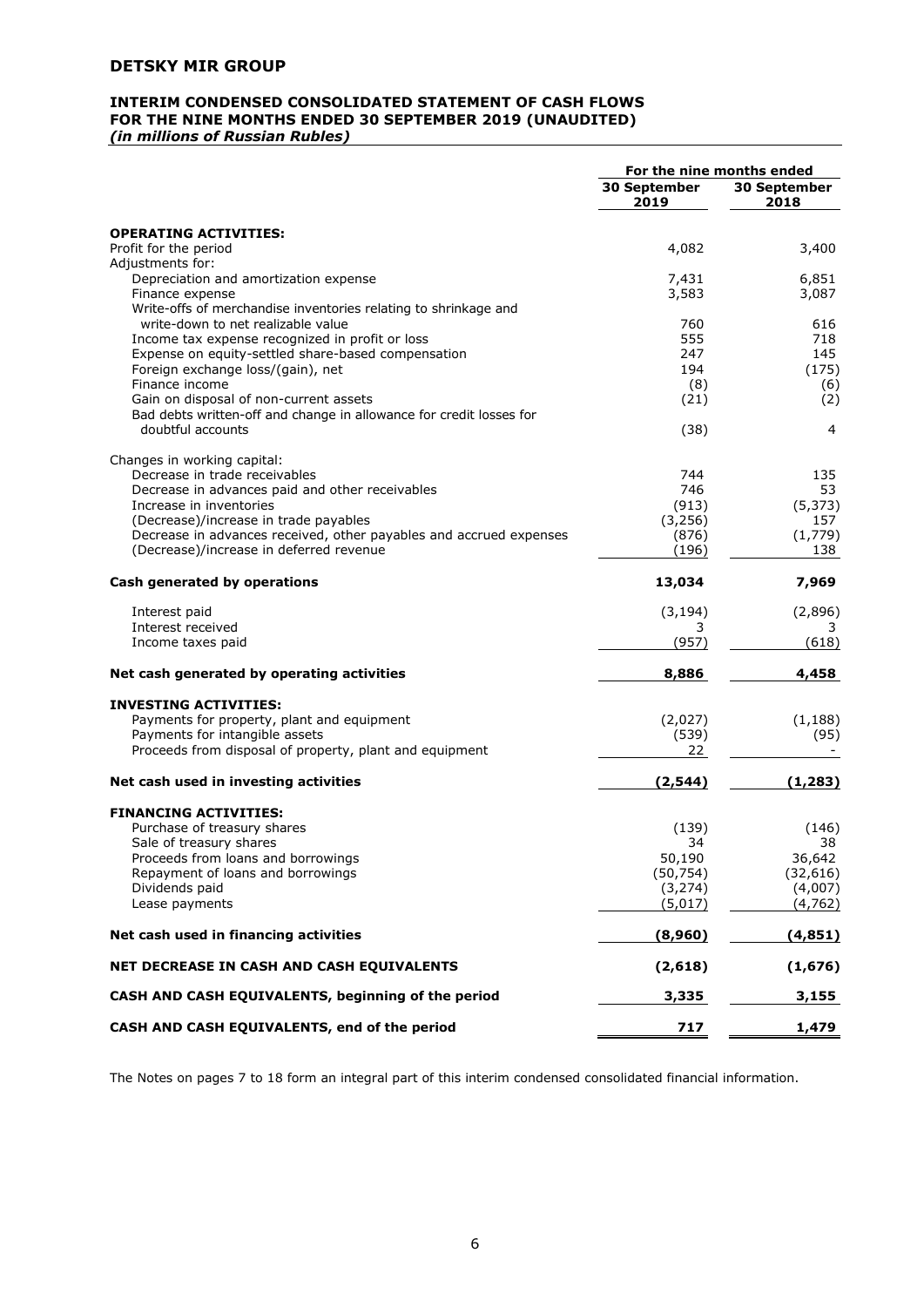# DETSKY MIR GROUP

## INTERIM CONDENSED CONSOLIDATED STATEMENT OF CASH FLOWS FOR THE NINE MONTHS ENDED 30 SEPTEMBER 2019 (UNAUDITED)

***(in millions of Russian Rubles)***

| | For the nine months ended | |
|---|---|---|
| | **30 September 2019** | **30 September 2018** |
| **OPERATING ACTIVITIES:** | | |
| Profit for the period | 4,082 | 3,400 |
| Adjustments for: | | |
| Depreciation and amortization expense | 7,431 | 6,851 |
| Finance expense | 3,583 | 3,087 |
| Write-offs of merchandise inventories relating to shrinkage and write-down to net realizable value | 760 | 616 |
| Income tax expense recognized in profit or loss | 555 | 718 |
| Expense on equity-settled share-based compensation | 247 | 145 |
| Foreign exchange loss/(gain), net | 194 | (175) |
| Finance income | (8) | (6) |
| Gain on disposal of non-current assets | (21) | (2) |
| Bad debts written-off and change in allowance for credit losses for doubtful accounts | (38) | 4 |
| Changes in working capital: | | |
| Decrease in trade receivables | 744 | 135 |
| Decrease in advances paid and other receivables | 746 | 53 |
| Increase in inventories | (913) | (5,373) |
| (Decrease)/increase in trade payables | (3,256) | 157 |
| Decrease in advances received, other payables and accrued expenses | (876) | (1,779) |
| (Decrease)/increase in deferred revenue | (196) | 138 |
| **Cash generated by operations** | **13,034** | **7,969** |
| Interest paid | (3,194) | (2,896) |
| Interest received | 3 | 3 |
| Income taxes paid | (957) | (618) |
| **Net cash generated by operating activities** | **8,886** | **4,458** |
| **INVESTING ACTIVITIES:** | | |
| Payments for property, plant and equipment | (2,027) | (1,188) |
| Payments for intangible assets | (539) | (95) |
| Proceeds from disposal of property, plant and equipment | 22 | - |
| **Net cash used in investing activities** | **(2,544)** | **(1,283)** |
| **FINANCING ACTIVITIES:** | | |
| Purchase of treasury shares | (139) | (146) |
| Sale of treasury shares | 34 | 38 |
| Proceeds from loans and borrowings | 50,190 | 36,642 |
| Repayment of loans and borrowings | (50,754) | (32,616) |
| Dividends paid | (3,274) | (4,007) |
| Lease payments | (5,017) | (4,762) |
| **Net cash used in financing activities** | **(8,960)** | **(4,851)** |
| **NET DECREASE IN CASH AND CASH EQUIVALENTS** | **(2,618)** | **(1,676)** |
| **CASH AND CASH EQUIVALENTS, beginning of the period** | **3,335** | **3,155** |
| **CASH AND CASH EQUIVALENTS, end of the period** | **717** | **1,479** |

The Notes on pages 7 to 18 form an integral part of this interim condensed consolidated financial information.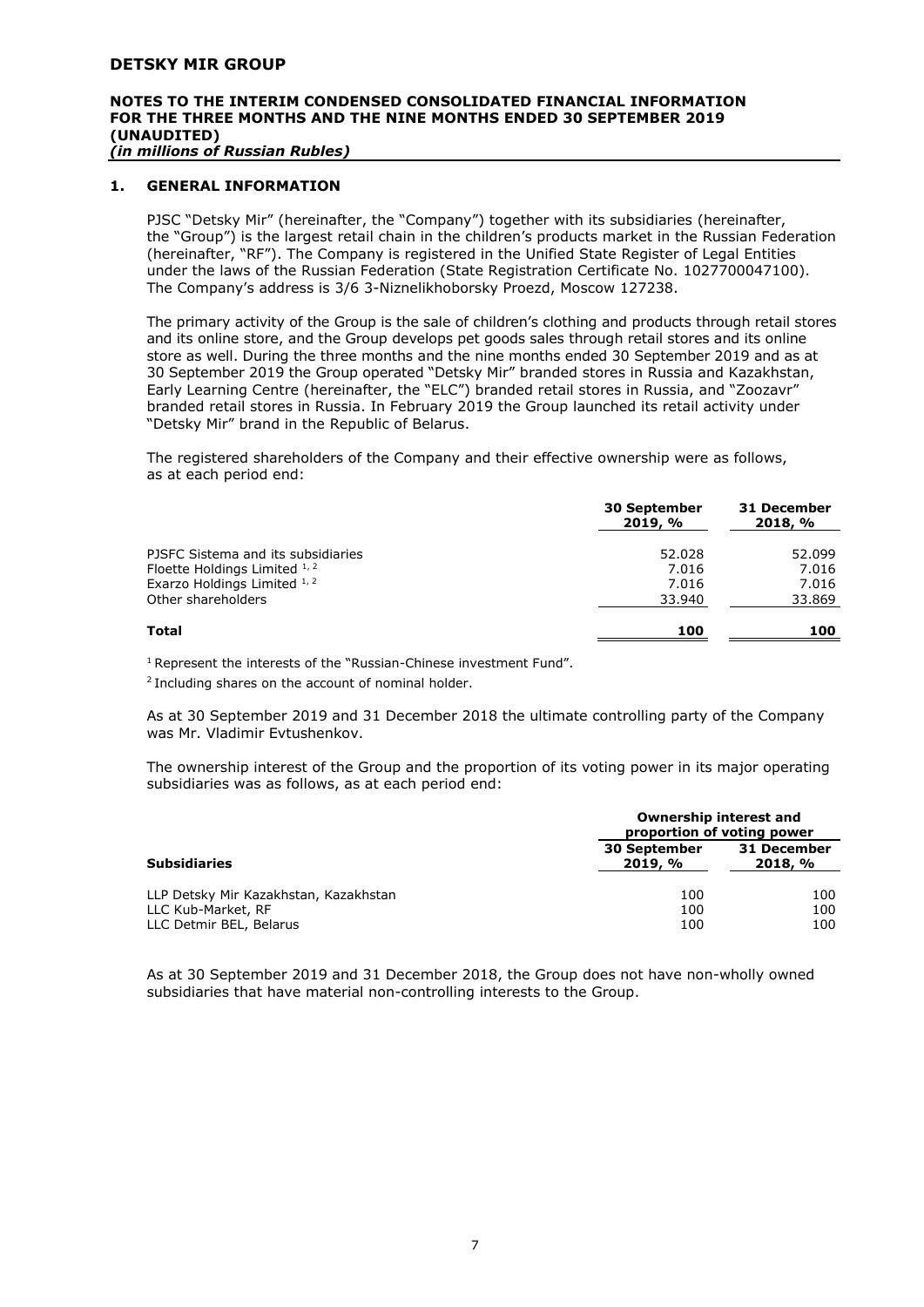## 1. GENERAL INFORMATION

PJSC "Detsky Mir" (hereinafter, the "Company") together with its subsidiaries (hereinafter, the "Group") is the largest retail chain in the children's products market in the Russian Federation (hereinafter, "RF"). The Company is registered in the Unified State Register of Legal Entities under the laws of the Russian Federation (State Registration Certificate No. 1027700047100). The Company's address is 3/6 3-Niznelikhoborsky Proezd, Moscow 127238.

The primary activity of the Group is the sale of children's clothing and products through retail stores and its online store, and the Group develops pet goods sales through retail stores and its online store as well. During the three months and the nine months ended 30 September 2019 and as at 30 September 2019 the Group operated "Detsky Mir" branded stores in Russia and Kazakhstan, Early Learning Centre (hereinafter, the "ELC") branded retail stores in Russia, and "Zoozavr" branded retail stores in Russia. In February 2019 the Group launched its retail activity under "Detsky Mir" brand in the Republic of Belarus.

The registered shareholders of the Company and their effective ownership were as follows, as at each period end:

| | 30 September 2019, % | 31 December 2018, % |
|---|---|---|
| PJSFC Sistema and its subsidiaries | 52.028 | 52.099 |
| Floette Holdings Limited [1, 2] | 7.016 | 7.016 |
| Exarzo Holdings Limited [1, 2] | 7.016 | 7.016 |
| Other shareholders | 33.940 | 33.869 |
| **Total** | **100** | **100** |

[1] Represent the interests of the "Russian-Chinese investment Fund".

[2] Including shares on the account of nominal holder.

As at 30 September 2019 and 31 December 2018 the ultimate controlling party of the Company was Mr. Vladimir Evtushenkov.

The ownership interest of the Group and the proportion of its voting power in its major operating subsidiaries was as follows, as at each period end:

| | Ownership interest and proportion of voting power | |
|---|---|---|
| **Subsidiaries** | **30 September 2019, %** | **31 December 2018, %** |
| LLP Detsky Mir Kazakhstan, Kazakhstan | 100 | 100 |
| LLC Kub-Market, RF | 100 | 100 |
| LLC Detmir BEL, Belarus | 100 | 100 |

As at 30 September 2019 and 31 December 2018, the Group does not have non-wholly owned subsidiaries that have material non-controlling interests to the Group.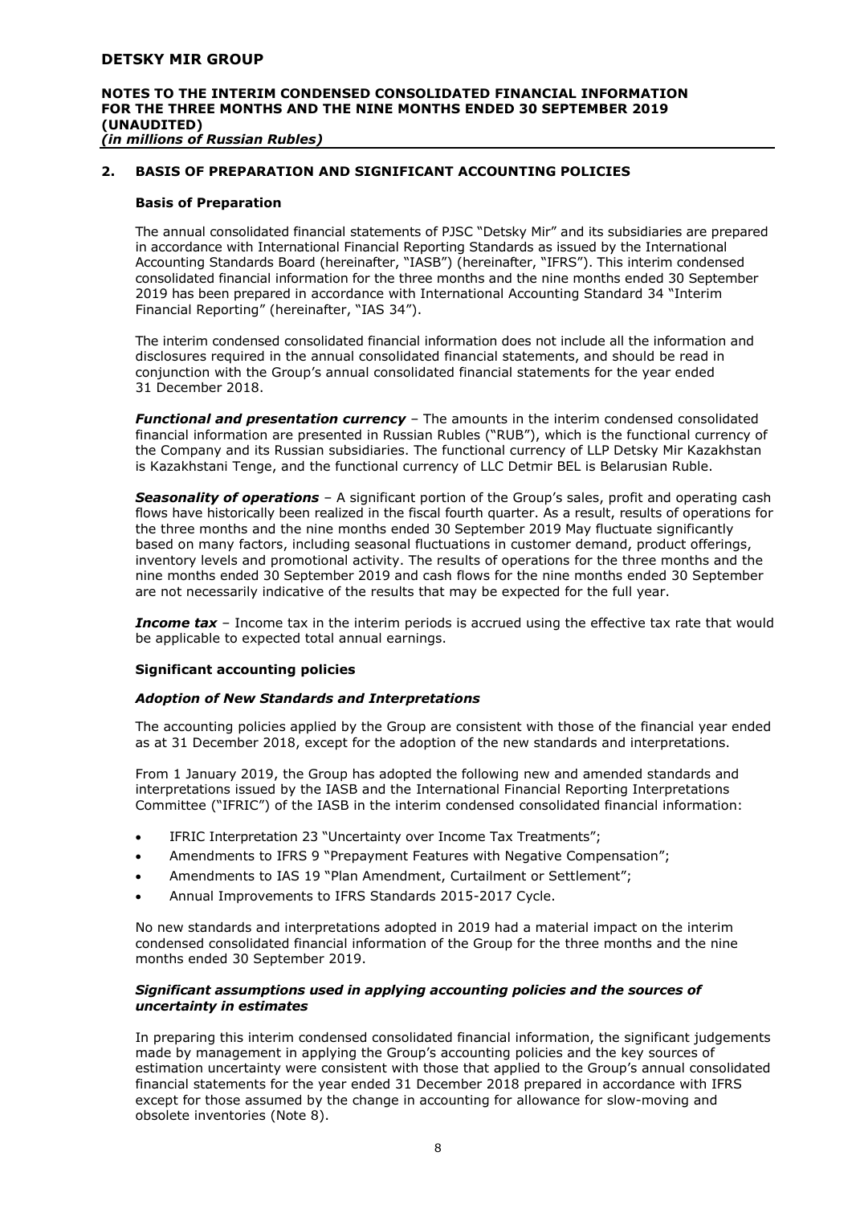## 2. BASIS OF PREPARATION AND SIGNIFICANT ACCOUNTING POLICIES

### Basis of Preparation

The annual consolidated financial statements of PJSC "Detsky Mir" and its subsidiaries are prepared in accordance with International Financial Reporting Standards as issued by the International Accounting Standards Board (hereinafter, "IASB") (hereinafter, "IFRS"). This interim condensed consolidated financial information for the three months and the nine months ended 30 September 2019 has been prepared in accordance with International Accounting Standard 34 "Interim Financial Reporting" (hereinafter, "IAS 34").

The interim condensed consolidated financial information does not include all the information and disclosures required in the annual consolidated financial statements, and should be read in conjunction with the Group's annual consolidated financial statements for the year ended 31 December 2018.

***Functional and presentation currency*** – The amounts in the interim condensed consolidated financial information are presented in Russian Rubles ("RUB"), which is the functional currency of the Company and its Russian subsidiaries. The functional currency of LLP Detsky Mir Kazakhstan is Kazakhstani Tenge, and the functional currency of LLC Detmir BEL is Belarusian Ruble.

***Seasonality of operations*** – A significant portion of the Group's sales, profit and operating cash flows have historically been realized in the fiscal fourth quarter. As a result, results of operations for the three months and the nine months ended 30 September 2019 May fluctuate significantly based on many factors, including seasonal fluctuations in customer demand, product offerings, inventory levels and promotional activity. The results of operations for the three months and the nine months ended 30 September 2019 and cash flows for the nine months ended 30 September are not necessarily indicative of the results that may be expected for the full year.

***Income tax*** – Income tax in the interim periods is accrued using the effective tax rate that would be applicable to expected total annual earnings.

### Significant accounting policies

#### *Adoption of New Standards and Interpretations*

The accounting policies applied by the Group are consistent with those of the financial year ended as at 31 December 2018, except for the adoption of the new standards and interpretations.

From 1 January 2019, the Group has adopted the following new and amended standards and interpretations issued by the IASB and the International Financial Reporting Interpretations Committee ("IFRIC") of the IASB in the interim condensed consolidated financial information:

- IFRIC Interpretation 23 "Uncertainty over Income Tax Treatments";
- Amendments to IFRS 9 "Prepayment Features with Negative Compensation";
- Amendments to IAS 19 "Plan Amendment, Curtailment or Settlement";
- Annual Improvements to IFRS Standards 2015-2017 Cycle.

No new standards and interpretations adopted in 2019 had a material impact on the interim condensed consolidated financial information of the Group for the three months and the nine months ended 30 September 2019.

#### *Significant assumptions used in applying accounting policies and the sources of uncertainty in estimates*

In preparing this interim condensed consolidated financial information, the significant judgements made by management in applying the Group's accounting policies and the key sources of estimation uncertainty were consistent with those that applied to the Group's annual consolidated financial statements for the year ended 31 December 2018 prepared in accordance with IFRS except for those assumed by the change in accounting for allowance for slow-moving and obsolete inventories (Note 8).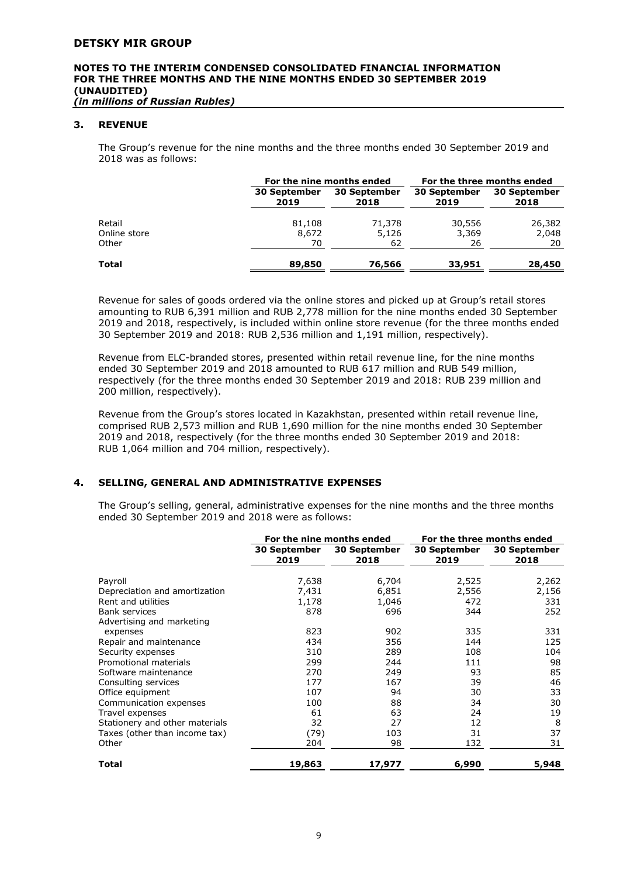## 3. REVENUE

The Group's revenue for the nine months and the three months ended 30 September 2019 and 2018 was as follows:

| | For the nine months ended | | For the three months ended | |
|---|---|---|---|---|
| | 30 September 2019 | 30 September 2018 | 30 September 2019 | 30 September 2018 |
| Retail | 81,108 | 71,378 | 30,556 | 26,382 |
| Online store | 8,672 | 5,126 | 3,369 | 2,048 |
| Other | 70 | 62 | 26 | 20 |
| **Total** | **89,850** | **76,566** | **33,951** | **28,450** |

Revenue for sales of goods ordered via the online stores and picked up at Group's retail stores amounting to RUB 6,391 million and RUB 2,778 million for the nine months ended 30 September 2019 and 2018, respectively, is included within online store revenue (for the three months ended 30 September 2019 and 2018: RUB 2,536 million and 1,191 million, respectively).

Revenue from ELC-branded stores, presented within retail revenue line, for the nine months ended 30 September 2019 and 2018 amounted to RUB 617 million and RUB 549 million, respectively (for the three months ended 30 September 2019 and 2018: RUB 239 million and 200 million, respectively).

Revenue from the Group's stores located in Kazakhstan, presented within retail revenue line, comprised RUB 2,573 million and RUB 1,690 million for the nine months ended 30 September 2019 and 2018, respectively (for the three months ended 30 September 2019 and 2018: RUB 1,064 million and 704 million, respectively).

## 4. SELLING, GENERAL AND ADMINISTRATIVE EXPENSES

The Group's selling, general, administrative expenses for the nine months and the three months ended 30 September 2019 and 2018 were as follows:

| | For the nine months ended | | For the three months ended | |
|---|---|---|---|---|
| | 30 September 2019 | 30 September 2018 | 30 September 2019 | 30 September 2018 |
| Payroll | 7,638 | 6,704 | 2,525 | 2,262 |
| Depreciation and amortization | 7,431 | 6,851 | 2,556 | 2,156 |
| Rent and utilities | 1,178 | 1,046 | 472 | 331 |
| Bank services | 878 | 696 | 344 | 252 |
| Advertising and marketing expenses | 823 | 902 | 335 | 331 |
| Repair and maintenance | 434 | 356 | 144 | 125 |
| Security expenses | 310 | 289 | 108 | 104 |
| Promotional materials | 299 | 244 | 111 | 98 |
| Software maintenance | 270 | 249 | 93 | 85 |
| Consulting services | 177 | 167 | 39 | 46 |
| Office equipment | 107 | 94 | 30 | 33 |
| Communication expenses | 100 | 88 | 34 | 30 |
| Travel expenses | 61 | 63 | 24 | 19 |
| Stationery and other materials | 32 | 27 | 12 | 8 |
| Taxes (other than income tax) | (79) | 103 | 31 | 37 |
| Other | 204 | 98 | 132 | 31 |
| **Total** | **19,863** | **17,977** | **6,990** | **5,948** |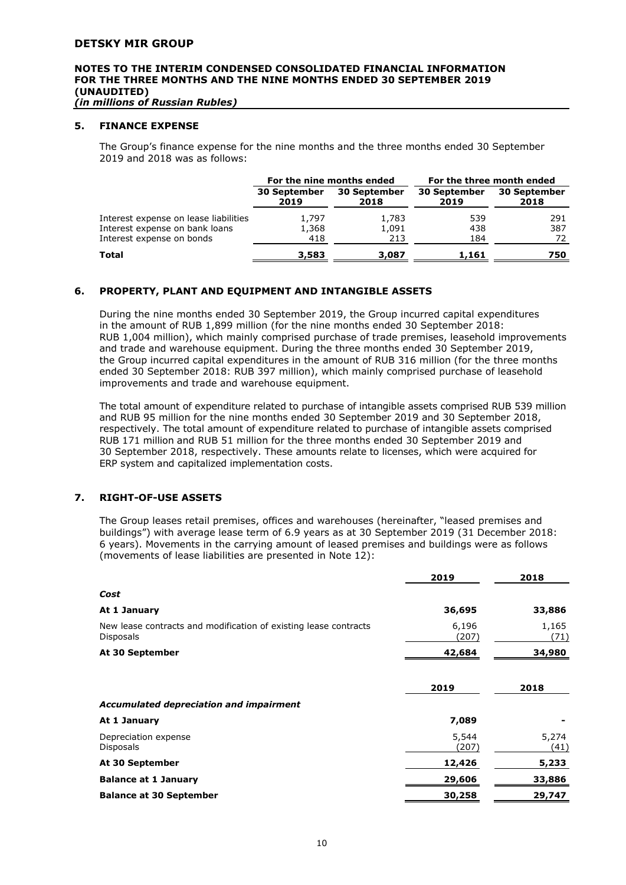## 5. FINANCE EXPENSE

The Group's finance expense for the nine months and the three months ended 30 September 2019 and 2018 was as follows:

| | For the nine months ended | | For the three month ended | |
|---|---|---|---|---|
| | 30 September 2019 | 30 September 2018 | 30 September 2019 | 30 September 2018 |
| Interest expense on lease liabilities | 1,797 | 1,783 | 539 | 291 |
| Interest expense on bank loans | 1,368 | 1,091 | 438 | 387 |
| Interest expense on bonds | 418 | 213 | 184 | 72 |
| **Total** | **3,583** | **3,087** | **1,161** | **750** |

## 6. PROPERTY, PLANT AND EQUIPMENT AND INTANGIBLE ASSETS

During the nine months ended 30 September 2019, the Group incurred capital expenditures in the amount of RUB 1,899 million (for the nine months ended 30 September 2018: RUB 1,004 million), which mainly comprised purchase of trade premises, leasehold improvements and trade and warehouse equipment. During the three months ended 30 September 2019, the Group incurred capital expenditures in the amount of RUB 316 million (for the three months ended 30 September 2018: RUB 397 million), which mainly comprised purchase of leasehold improvements and trade and warehouse equipment.

The total amount of expenditure related to purchase of intangible assets comprised RUB 539 million and RUB 95 million for the nine months ended 30 September 2019 and 30 September 2018, respectively. The total amount of expenditure related to purchase of intangible assets comprised RUB 171 million and RUB 51 million for the three months ended 30 September 2019 and 30 September 2018, respectively. These amounts relate to licenses, which were acquired for ERP system and capitalized implementation costs.

## 7. RIGHT-OF-USE ASSETS

The Group leases retail premises, offices and warehouses (hereinafter, "leased premises and buildings") with average lease term of 6.9 years as at 30 September 2019 (31 December 2018: 6 years). Movements in the carrying amount of leased premises and buildings were as follows (movements of lease liabilities are presented in Note 12):

| | 2019 | 2018 |
|---|---|---|
| ***Cost*** | | |
| **At 1 January** | **36,695** | **33,886** |
| New lease contracts and modification of existing lease contracts | 6,196 | 1,165 |
| Disposals | (207) | (71) |
| **At 30 September** | **42,684** | **34,980** |

| | 2019 | 2018 |
|---|---|---|
| ***Accumulated depreciation and impairment*** | | |
| **At 1 January** | **7,089** | **-** |
| Depreciation expense | 5,544 | 5,274 |
| Disposals | (207) | (41) |
| **At 30 September** | **12,426** | **5,233** |
| **Balance at 1 January** | **29,606** | **33,886** |
| **Balance at 30 September** | **30,258** | **29,747** |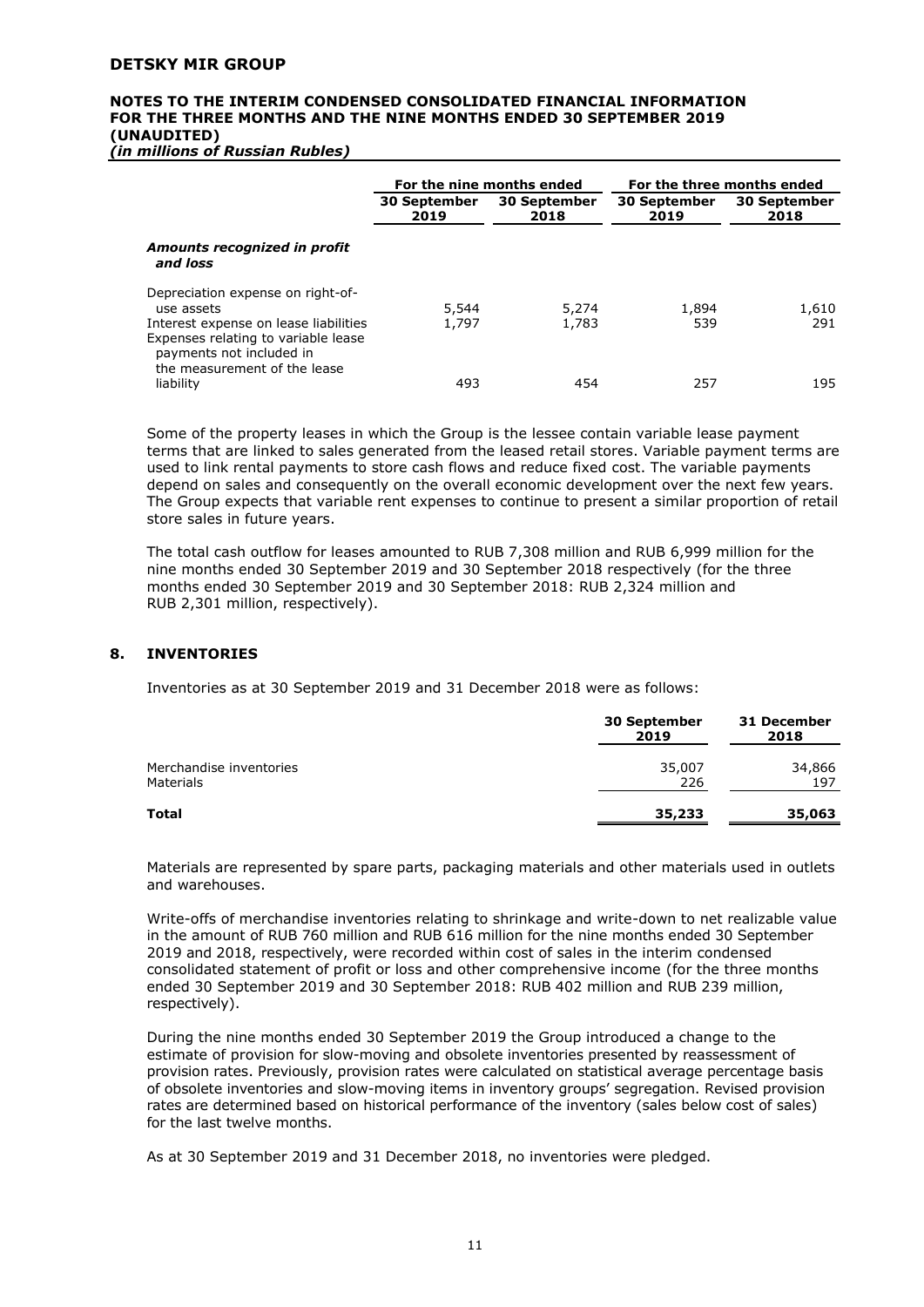| | For the nine months ended | | For the three months ended | |
|---|---|---|---|---|
| | 30 September 2019 | 30 September 2018 | 30 September 2019 | 30 September 2018 |
| ***Amounts recognized in profit and loss*** | | | | |
| Depreciation expense on right-of-use assets | 5,544 | 5,274 | 1,894 | 1,610 |
| Interest expense on lease liabilities | 1,797 | 1,783 | 539 | 291 |
| Expenses relating to variable lease payments not included in the measurement of the lease liability | 493 | 454 | 257 | 195 |

Some of the property leases in which the Group is the lessee contain variable lease payment terms that are linked to sales generated from the leased retail stores. Variable payment terms are used to link rental payments to store cash flows and reduce fixed cost. The variable payments depend on sales and consequently on the overall economic development over the next few years. The Group expects that variable rent expenses to continue to present a similar proportion of retail store sales in future years.

The total cash outflow for leases amounted to RUB 7,308 million and RUB 6,999 million for the nine months ended 30 September 2019 and 30 September 2018 respectively (for the three months ended 30 September 2019 and 30 September 2018: RUB 2,324 million and RUB 2,301 million, respectively).

## 8. INVENTORIES

Inventories as at 30 September 2019 and 31 December 2018 were as follows:

| | 30 September 2019 | 31 December 2018 |
|---|---|---|
| Merchandise inventories | 35,007 | 34,866 |
| Materials | 226 | 197 |
| **Total** | **35,233** | **35,063** |

Materials are represented by spare parts, packaging materials and other materials used in outlets and warehouses.

Write-offs of merchandise inventories relating to shrinkage and write-down to net realizable value in the amount of RUB 760 million and RUB 616 million for the nine months ended 30 September 2019 and 2018, respectively, were recorded within cost of sales in the interim condensed consolidated statement of profit or loss and other comprehensive income (for the three months ended 30 September 2019 and 30 September 2018: RUB 402 million and RUB 239 million, respectively).

During the nine months ended 30 September 2019 the Group introduced a change to the estimate of provision for slow-moving and obsolete inventories presented by reassessment of provision rates. Previously, provision rates were calculated on statistical average percentage basis of obsolete inventories and slow-moving items in inventory groups' segregation. Revised provision rates are determined based on historical performance of the inventory (sales below cost of sales) for the last twelve months.

As at 30 September 2019 and 31 December 2018, no inventories were pledged.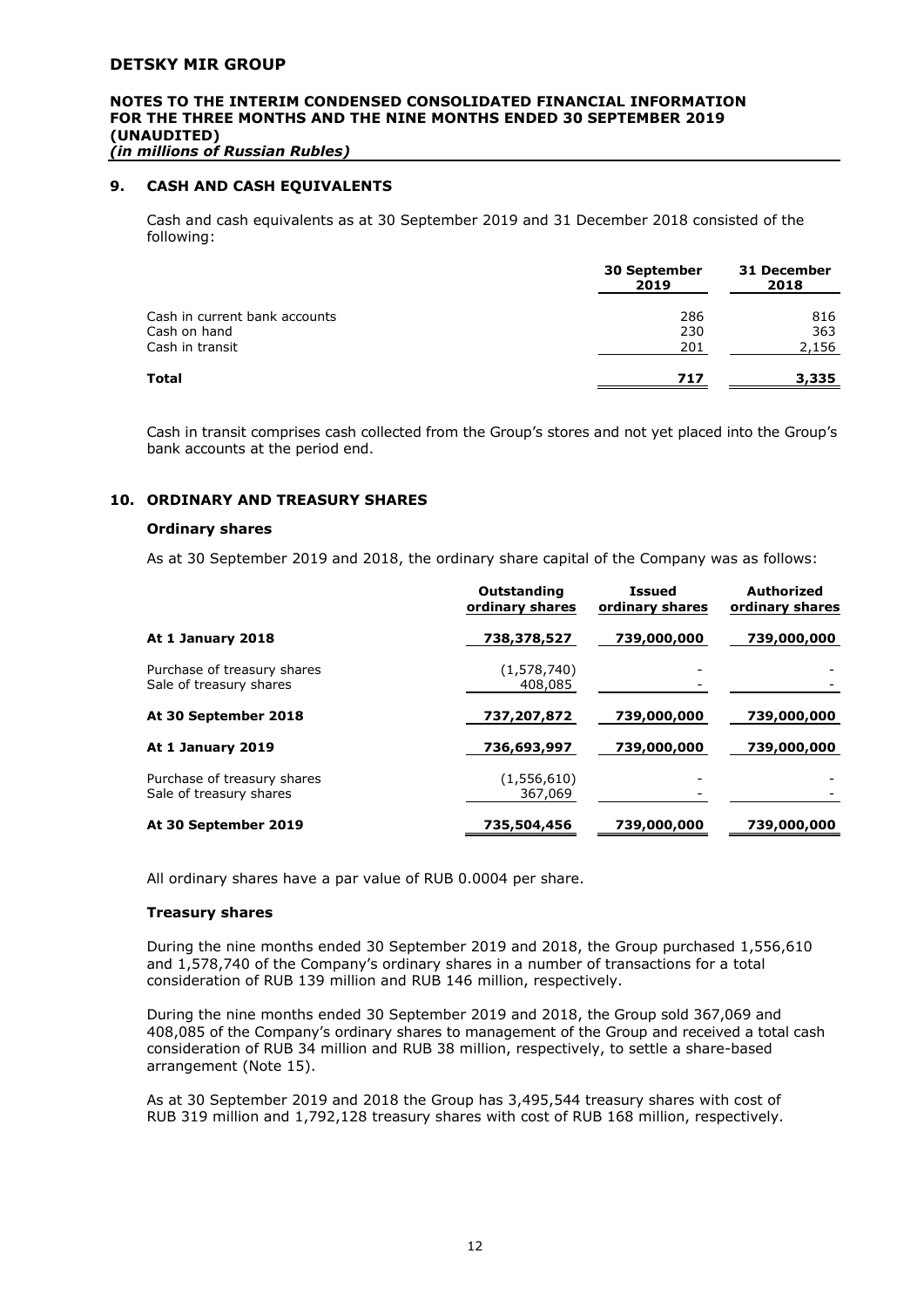## 9. CASH AND CASH EQUIVALENTS

Cash and cash equivalents as at 30 September 2019 and 31 December 2018 consisted of the following:

| | 30 September 2019 | 31 December 2018 |
|---|---|---|
| Cash in current bank accounts | 286 | 816 |
| Cash on hand | 230 | 363 |
| Cash in transit | 201 | 2,156 |
| **Total** | **717** | **3,335** |

Cash in transit comprises cash collected from the Group's stores and not yet placed into the Group's bank accounts at the period end.

## 10. ORDINARY AND TREASURY SHARES

### Ordinary shares

As at 30 September 2019 and 2018, the ordinary share capital of the Company was as follows:

| | Outstanding ordinary shares | Issued ordinary shares | Authorized ordinary shares |
|---|---|---|---|
| **At 1 January 2018** | 738,378,527 | 739,000,000 | 739,000,000 |
| Purchase of treasury shares | (1,578,740) | - | - |
| Sale of treasury shares | 408,085 | - | - |
| **At 30 September 2018** | 737,207,872 | 739,000,000 | 739,000,000 |
| **At 1 January 2019** | 736,693,997 | 739,000,000 | 739,000,000 |
| Purchase of treasury shares | (1,556,610) | - | - |
| Sale of treasury shares | 367,069 | - | - |
| **At 30 September 2019** | 735,504,456 | 739,000,000 | 739,000,000 |

All ordinary shares have a par value of RUB 0.0004 per share.

### Treasury shares

During the nine months ended 30 September 2019 and 2018, the Group purchased 1,556,610 and 1,578,740 of the Company's ordinary shares in a number of transactions for a total consideration of RUB 139 million and RUB 146 million, respectively.

During the nine months ended 30 September 2019 and 2018, the Group sold 367,069 and 408,085 of the Company's ordinary shares to management of the Group and received a total cash consideration of RUB 34 million and RUB 38 million, respectively, to settle a share-based arrangement (Note 15).

As at 30 September 2019 and 2018 the Group has 3,495,544 treasury shares with cost of RUB 319 million and 1,792,128 treasury shares with cost of RUB 168 million, respectively.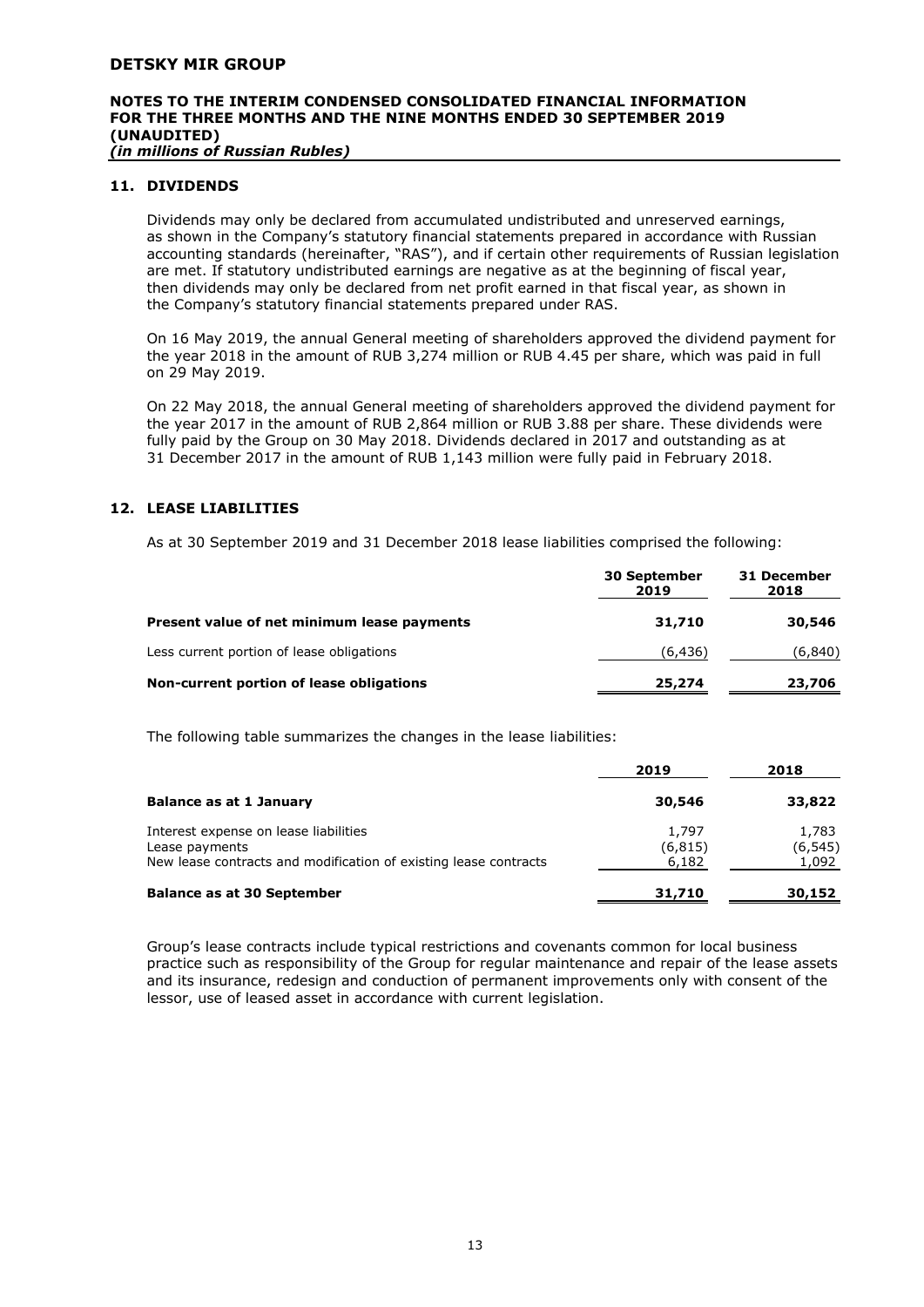## 11. DIVIDENDS

Dividends may only be declared from accumulated undistributed and unreserved earnings, as shown in the Company's statutory financial statements prepared in accordance with Russian accounting standards (hereinafter, "RAS"), and if certain other requirements of Russian legislation are met. If statutory undistributed earnings are negative as at the beginning of fiscal year, then dividends may only be declared from net profit earned in that fiscal year, as shown in the Company's statutory financial statements prepared under RAS.

On 16 May 2019, the annual General meeting of shareholders approved the dividend payment for the year 2018 in the amount of RUB 3,274 million or RUB 4.45 per share, which was paid in full on 29 May 2019.

On 22 May 2018, the annual General meeting of shareholders approved the dividend payment for the year 2017 in the amount of RUB 2,864 million or RUB 3.88 per share. These dividends were fully paid by the Group on 30 May 2018. Dividends declared in 2017 and outstanding as at 31 December 2017 in the amount of RUB 1,143 million were fully paid in February 2018.

## 12. LEASE LIABILITIES

As at 30 September 2019 and 31 December 2018 lease liabilities comprised the following:

| | 30 September 2019 | 31 December 2018 |
|---|---|---|
| **Present value of net minimum lease payments** | **31,710** | **30,546** |
| Less current portion of lease obligations | (6,436) | (6,840) |
| **Non-current portion of lease obligations** | **25,274** | **23,706** |

The following table summarizes the changes in the lease liabilities:

| | 2019 | 2018 |
|---|---|---|
| **Balance as at 1 January** | **30,546** | **33,822** |
| Interest expense on lease liabilities | 1,797 | 1,783 |
| Lease payments | (6,815) | (6,545) |
| New lease contracts and modification of existing lease contracts | 6,182 | 1,092 |
| **Balance as at 30 September** | **31,710** | **30,152** |

Group's lease contracts include typical restrictions and covenants common for local business practice such as responsibility of the Group for regular maintenance and repair of the lease assets and its insurance, redesign and conduction of permanent improvements only with consent of the lessor, use of leased asset in accordance with current legislation.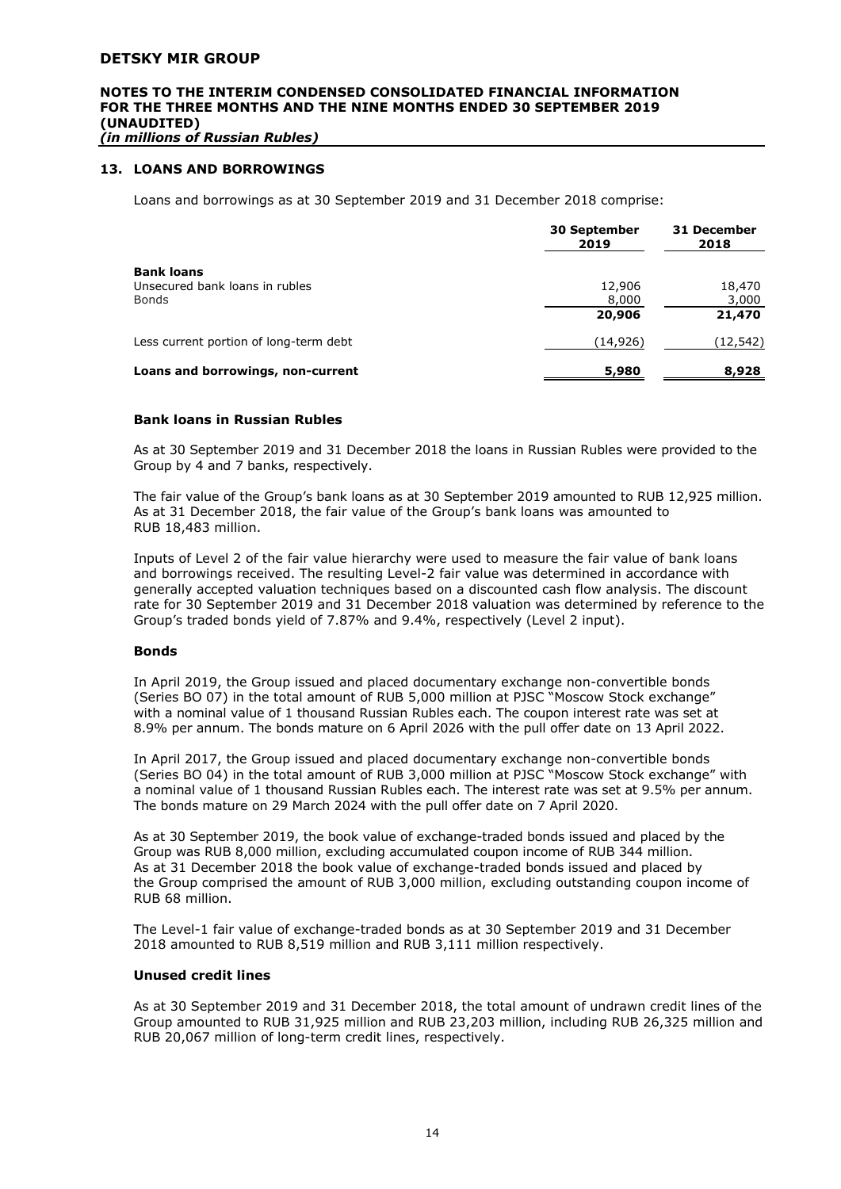## 13. LOANS AND BORROWINGS

Loans and borrowings as at 30 September 2019 and 31 December 2018 comprise:

| | 30 September 2019 | 31 December 2018 |
|---|---|---|
| **Bank loans** | | |
| Unsecured bank loans in rubles | 12,906 | 18,470 |
| Bonds | 8,000 | 3,000 |
| | **20,906** | **21,470** |
| Less current portion of long-term debt | (14,926) | (12,542) |
| **Loans and borrowings, non-current** | **5,980** | **8,928** |

### Bank loans in Russian Rubles

As at 30 September 2019 and 31 December 2018 the loans in Russian Rubles were provided to the Group by 4 and 7 banks, respectively.

The fair value of the Group's bank loans as at 30 September 2019 amounted to RUB 12,925 million. As at 31 December 2018, the fair value of the Group's bank loans was amounted to RUB 18,483 million.

Inputs of Level 2 of the fair value hierarchy were used to measure the fair value of bank loans and borrowings received. The resulting Level-2 fair value was determined in accordance with generally accepted valuation techniques based on a discounted cash flow analysis. The discount rate for 30 September 2019 and 31 December 2018 valuation was determined by reference to the Group's traded bonds yield of 7.87% and 9.4%, respectively (Level 2 input).

### Bonds

In April 2019, the Group issued and placed documentary exchange non-convertible bonds (Series BO 07) in the total amount of RUB 5,000 million at PJSC "Moscow Stock exchange" with a nominal value of 1 thousand Russian Rubles each. The coupon interest rate was set at 8.9% per annum. The bonds mature on 6 April 2026 with the pull offer date on 13 April 2022.

In April 2017, the Group issued and placed documentary exchange non-convertible bonds (Series BO 04) in the total amount of RUB 3,000 million at PJSC "Moscow Stock exchange" with a nominal value of 1 thousand Russian Rubles each. The interest rate was set at 9.5% per annum. The bonds mature on 29 March 2024 with the pull offer date on 7 April 2020.

As at 30 September 2019, the book value of exchange-traded bonds issued and placed by the Group was RUB 8,000 million, excluding accumulated coupon income of RUB 344 million. As at 31 December 2018 the book value of exchange-traded bonds issued and placed by the Group comprised the amount of RUB 3,000 million, excluding outstanding coupon income of RUB 68 million.

The Level-1 fair value of exchange-traded bonds as at 30 September 2019 and 31 December 2018 amounted to RUB 8,519 million and RUB 3,111 million respectively.

### Unused credit lines

As at 30 September 2019 and 31 December 2018, the total amount of undrawn credit lines of the Group amounted to RUB 31,925 million and RUB 23,203 million, including RUB 26,325 million and RUB 20,067 million of long-term credit lines, respectively.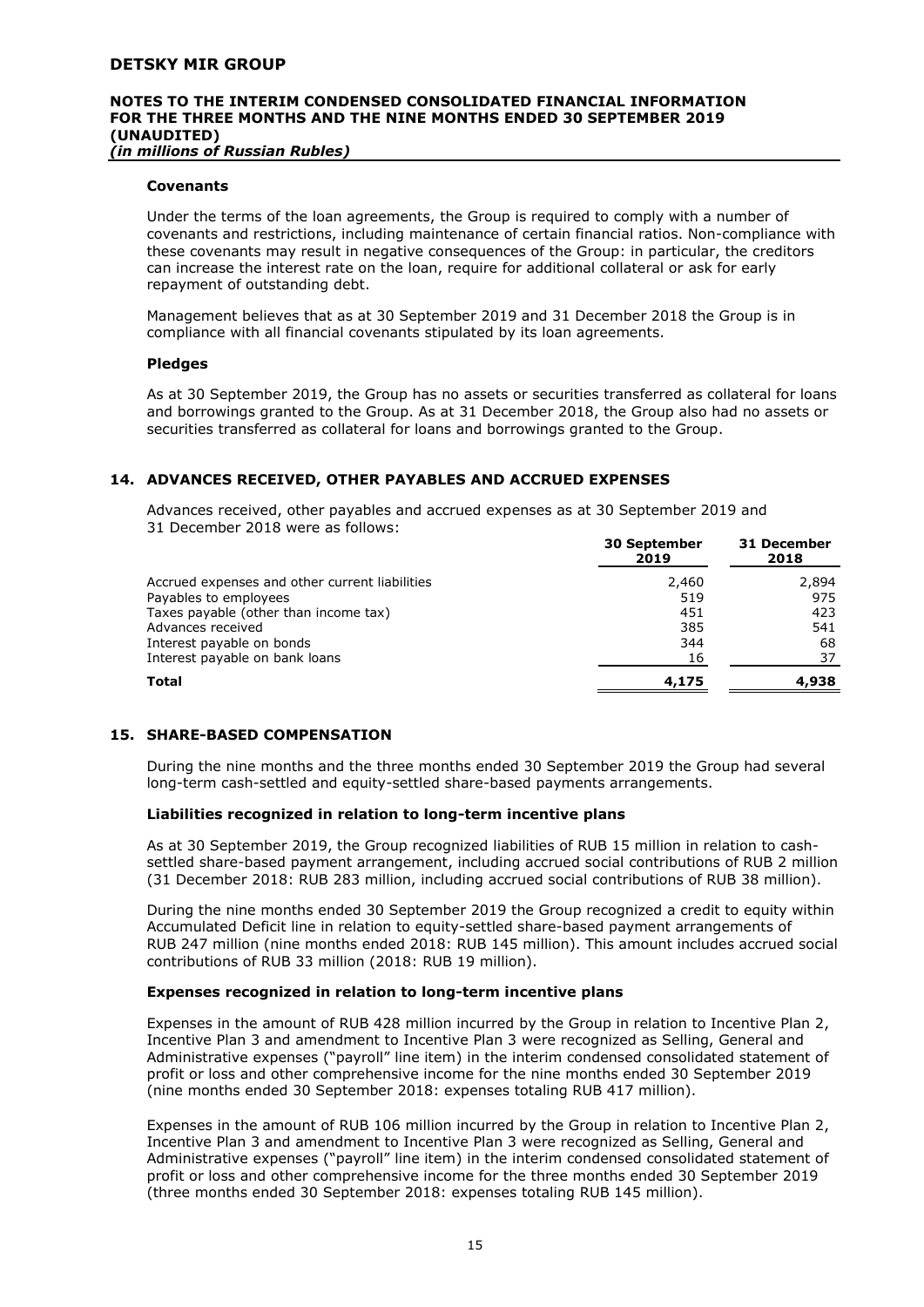#### Covenants

Under the terms of the loan agreements, the Group is required to comply with a number of covenants and restrictions, including maintenance of certain financial ratios. Non-compliance with these covenants may result in negative consequences of the Group: in particular, the creditors can increase the interest rate on the loan, require for additional collateral or ask for early repayment of outstanding debt.

Management believes that as at 30 September 2019 and 31 December 2018 the Group is in compliance with all financial covenants stipulated by its loan agreements.

#### Pledges

As at 30 September 2019, the Group has no assets or securities transferred as collateral for loans and borrowings granted to the Group. As at 31 December 2018, the Group also had no assets or securities transferred as collateral for loans and borrowings granted to the Group.

## 14. ADVANCES RECEIVED, OTHER PAYABLES AND ACCRUED EXPENSES

Advances received, other payables and accrued expenses as at 30 September 2019 and 31 December 2018 were as follows:

| | 30 September 2019 | 31 December 2018 |
|---|---|---|
| Accrued expenses and other current liabilities | 2,460 | 2,894 |
| Payables to employees | 519 | 975 |
| Taxes payable (other than income tax) | 451 | 423 |
| Advances received | 385 | 541 |
| Interest payable on bonds | 344 | 68 |
| Interest payable on bank loans | 16 | 37 |
| **Total** | **4,175** | **4,938** |

## 15. SHARE-BASED COMPENSATION

During the nine months and the three months ended 30 September 2019 the Group had several long-term cash-settled and equity-settled share-based payments arrangements.

#### Liabilities recognized in relation to long-term incentive plans

As at 30 September 2019, the Group recognized liabilities of RUB 15 million in relation to cash-settled share-based payment arrangement, including accrued social contributions of RUB 2 million (31 December 2018: RUB 283 million, including accrued social contributions of RUB 38 million).

During the nine months ended 30 September 2019 the Group recognized a credit to equity within Accumulated Deficit line in relation to equity-settled share-based payment arrangements of RUB 247 million (nine months ended 2018: RUB 145 million). This amount includes accrued social contributions of RUB 33 million (2018: RUB 19 million).

#### Expenses recognized in relation to long-term incentive plans

Expenses in the amount of RUB 428 million incurred by the Group in relation to Incentive Plan 2, Incentive Plan 3 and amendment to Incentive Plan 3 were recognized as Selling, General and Administrative expenses ("payroll" line item) in the interim condensed consolidated statement of profit or loss and other comprehensive income for the nine months ended 30 September 2019 (nine months ended 30 September 2018: expenses totaling RUB 417 million).

Expenses in the amount of RUB 106 million incurred by the Group in relation to Incentive Plan 2, Incentive Plan 3 and amendment to Incentive Plan 3 were recognized as Selling, General and Administrative expenses ("payroll" line item) in the interim condensed consolidated statement of profit or loss and other comprehensive income for the three months ended 30 September 2019 (three months ended 30 September 2018: expenses totaling RUB 145 million).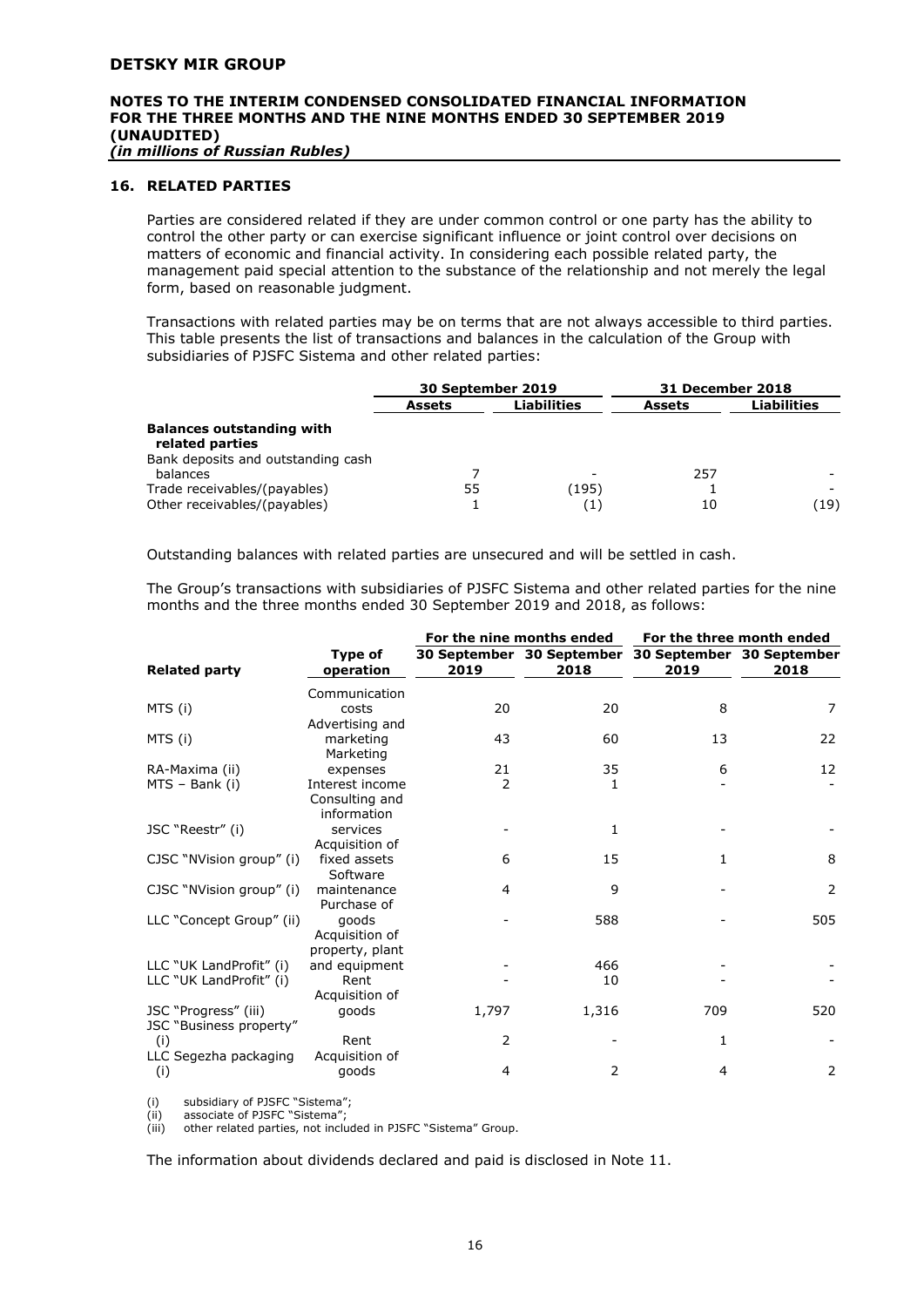## 16. RELATED PARTIES

Parties are considered related if they are under common control or one party has the ability to control the other party or can exercise significant influence or joint control over decisions on matters of economic and financial activity. In considering each possible related party, the management paid special attention to the substance of the relationship and not merely the legal form, based on reasonable judgment.

Transactions with related parties may be on terms that are not always accessible to third parties. This table presents the list of transactions and balances in the calculation of the Group with subsidiaries of PJSFC Sistema and other related parties:

| | 30 September 2019 | | 31 December 2018 | |
|---|---|---|---|---|
| | **Assets** | **Liabilities** | **Assets** | **Liabilities** |
| **Balances outstanding with related parties** | | | | |
| Bank deposits and outstanding cash balances | 7 | - | 257 | - |
| Trade receivables/(payables) | 55 | (195) | 1 | - |
| Other receivables/(payables) | 1 | (1) | 10 | (19) |

Outstanding balances with related parties are unsecured and will be settled in cash.

The Group's transactions with subsidiaries of PJSFC Sistema and other related parties for the nine months and the three months ended 30 September 2019 and 2018, as follows:

| | | For the nine months ended | | For the three month ended | |
|---|---|---|---|---|---|
| **Related party** | **Type of operation** | **30 September 2019** | **30 September 2018** | **30 September 2019** | **30 September 2018** |
| MTS (i) | Communication costs | 20 | 20 | 8 | 7 |
| MTS (i) | Advertising and marketing | 43 | 60 | 13 | 22 |
| RA-Maxima (ii) | Marketing expenses | 21 | 35 | 6 | 12 |
| MTS – Bank (i) | Interest income | 2 | 1 | - | - |
| JSC "Reestr" (i) | Consulting and information services | - | 1 | - | - |
| CJSC "NVision group" (i) | Acquisition of fixed assets | 6 | 15 | 1 | 8 |
| CJSC "NVision group" (i) | Software maintenance | 4 | 9 | - | 2 |
| LLC "Concept Group" (ii) | Purchase of goods | - | 588 | - | 505 |
| LLC "UK LandProfit" (i) | Acquisition of property, plant and equipment | - | 466 | - | - |
| LLC "UK LandProfit" (i) | Rent | - | 10 | - | - |
| JSC "Progress" (iii) | Acquisition of goods | 1,797 | 1,316 | 709 | 520 |
| JSC "Business property" (i) | Rent | 2 | - | 1 | - |
| LLC Segezha packaging (i) | Acquisition of goods | 4 | 2 | 4 | 2 |

(i) subsidiary of PJSFC "Sistema";
(ii) associate of PJSFC "Sistema";
(iii) other related parties, not included in PJSFC "Sistema" Group.

The information about dividends declared and paid is disclosed in Note 11.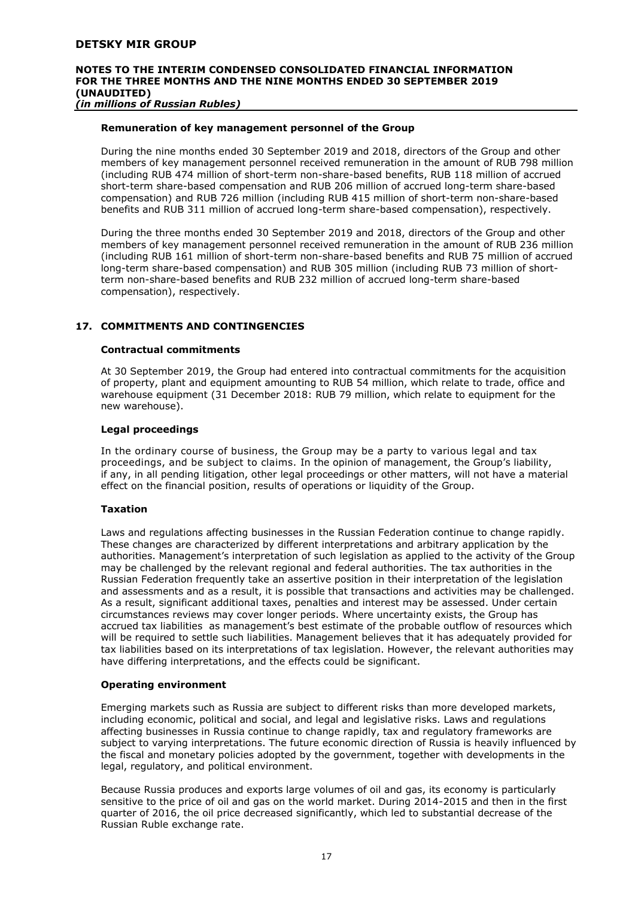### Remuneration of key management personnel of the Group

During the nine months ended 30 September 2019 and 2018, directors of the Group and other members of key management personnel received remuneration in the amount of RUB 798 million (including RUB 474 million of short-term non-share-based benefits, RUB 118 million of accrued short-term share-based compensation and RUB 206 million of accrued long-term share-based compensation) and RUB 726 million (including RUB 415 million of short-term non-share-based benefits and RUB 311 million of accrued long-term share-based compensation), respectively.

During the three months ended 30 September 2019 and 2018, directors of the Group and other members of key management personnel received remuneration in the amount of RUB 236 million (including RUB 161 million of short-term non-share-based benefits and RUB 75 million of accrued long-term share-based compensation) and RUB 305 million (including RUB 73 million of short-term non-share-based benefits and RUB 232 million of accrued long-term share-based compensation), respectively.

## 17. COMMITMENTS AND CONTINGENCIES

### Contractual commitments

At 30 September 2019, the Group had entered into contractual commitments for the acquisition of property, plant and equipment amounting to RUB 54 million, which relate to trade, office and warehouse equipment (31 December 2018: RUB 79 million, which relate to equipment for the new warehouse).

### Legal proceedings

In the ordinary course of business, the Group may be a party to various legal and tax proceedings, and be subject to claims. In the opinion of management, the Group's liability, if any, in all pending litigation, other legal proceedings or other matters, will not have a material effect on the financial position, results of operations or liquidity of the Group.

### Taxation

Laws and regulations affecting businesses in the Russian Federation continue to change rapidly. These changes are characterized by different interpretations and arbitrary application by the authorities. Management's interpretation of such legislation as applied to the activity of the Group may be challenged by the relevant regional and federal authorities. The tax authorities in the Russian Federation frequently take an assertive position in their interpretation of the legislation and assessments and as a result, it is possible that transactions and activities may be challenged. As a result, significant additional taxes, penalties and interest may be assessed. Under certain circumstances reviews may cover longer periods. Where uncertainty exists, the Group has accrued tax liabilities as management's best estimate of the probable outflow of resources which will be required to settle such liabilities. Management believes that it has adequately provided for tax liabilities based on its interpretations of tax legislation. However, the relevant authorities may have differing interpretations, and the effects could be significant.

### Operating environment

Emerging markets such as Russia are subject to different risks than more developed markets, including economic, political and social, and legal and legislative risks. Laws and regulations affecting businesses in Russia continue to change rapidly, tax and regulatory frameworks are subject to varying interpretations. The future economic direction of Russia is heavily influenced by the fiscal and monetary policies adopted by the government, together with developments in the legal, regulatory, and political environment.

Because Russia produces and exports large volumes of oil and gas, its economy is particularly sensitive to the price of oil and gas on the world market. During 2014-2015 and then in the first quarter of 2016, the oil price decreased significantly, which led to substantial decrease of the Russian Ruble exchange rate.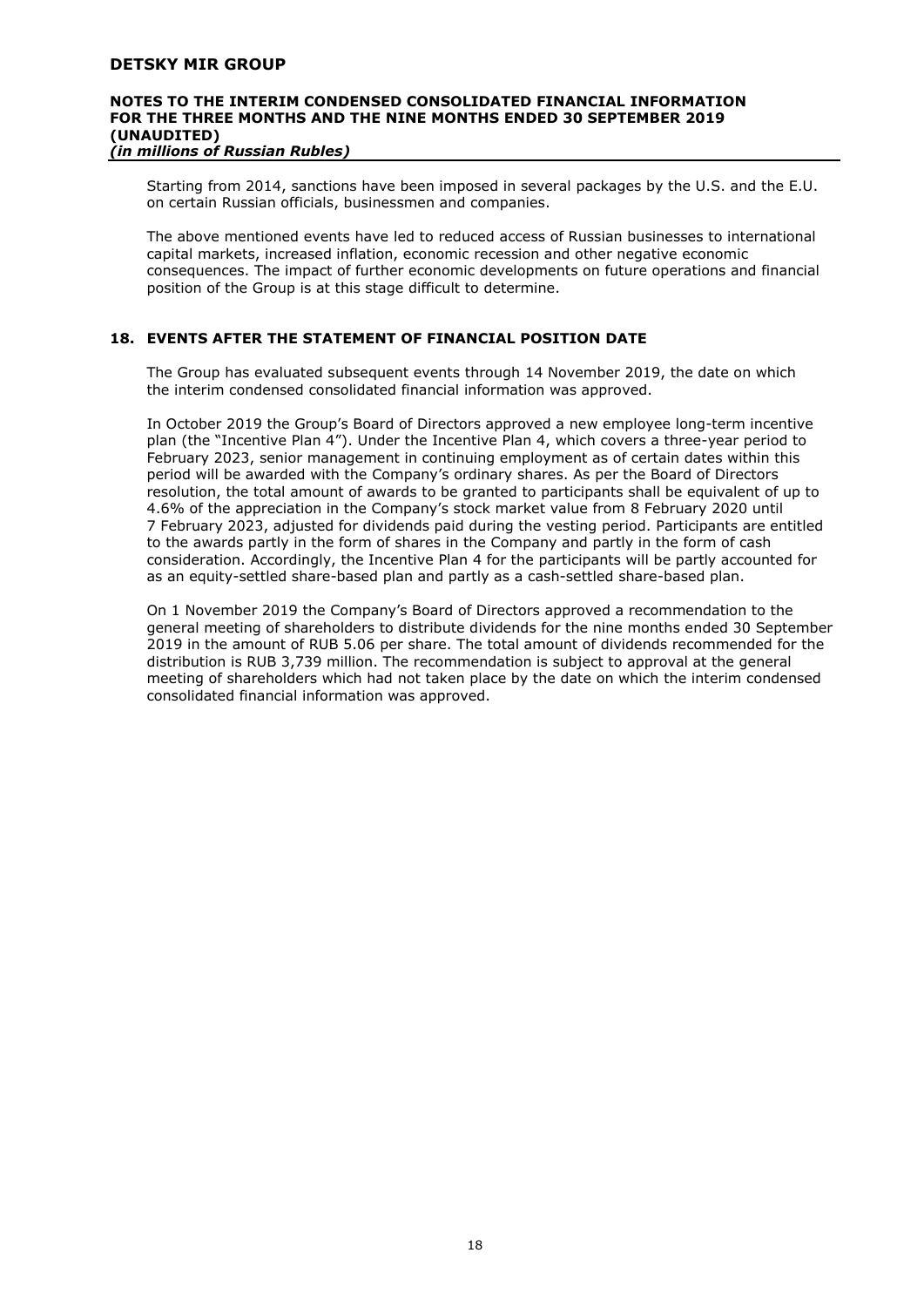Starting from 2014, sanctions have been imposed in several packages by the U.S. and the E.U. on certain Russian officials, businessmen and companies.

The above mentioned events have led to reduced access of Russian businesses to international capital markets, increased inflation, economic recession and other negative economic consequences. The impact of further economic developments on future operations and financial position of the Group is at this stage difficult to determine.

## 18. EVENTS AFTER THE STATEMENT OF FINANCIAL POSITION DATE

The Group has evaluated subsequent events through 14 November 2019, the date on which the interim condensed consolidated financial information was approved.

In October 2019 the Group's Board of Directors approved a new employee long-term incentive plan (the "Incentive Plan 4"). Under the Incentive Plan 4, which covers a three-year period to February 2023, senior management in continuing employment as of certain dates within this period will be awarded with the Company's ordinary shares. As per the Board of Directors resolution, the total amount of awards to be granted to participants shall be equivalent of up to 4.6% of the appreciation in the Company's stock market value from 8 February 2020 until 7 February 2023, adjusted for dividends paid during the vesting period. Participants are entitled to the awards partly in the form of shares in the Company and partly in the form of cash consideration. Accordingly, the Incentive Plan 4 for the participants will be partly accounted for as an equity-settled share-based plan and partly as a cash-settled share-based plan.

On 1 November 2019 the Company's Board of Directors approved a recommendation to the general meeting of shareholders to distribute dividends for the nine months ended 30 September 2019 in the amount of RUB 5.06 per share. The total amount of dividends recommended for the distribution is RUB 3,739 million. The recommendation is subject to approval at the general meeting of shareholders which had not taken place by the date on which the interim condensed consolidated financial information was approved.